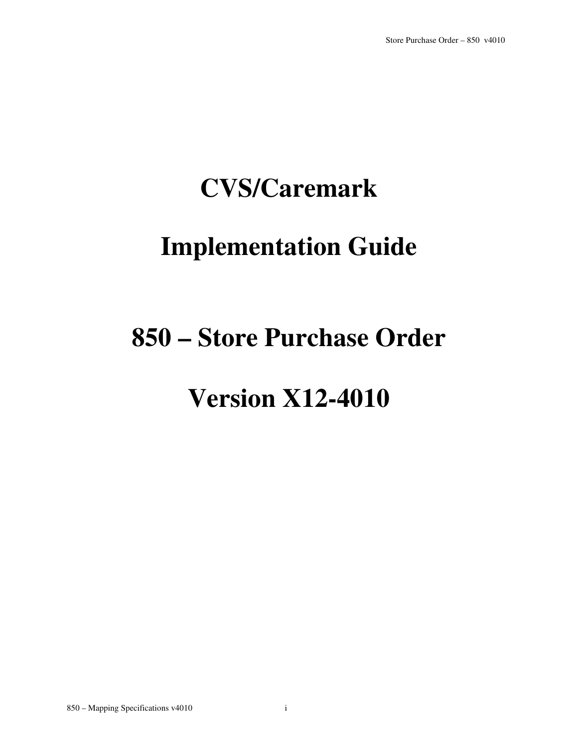# CVS/Caremark

# Implementation Guide

# 850 – Store Purchase Order

# Version X12-4010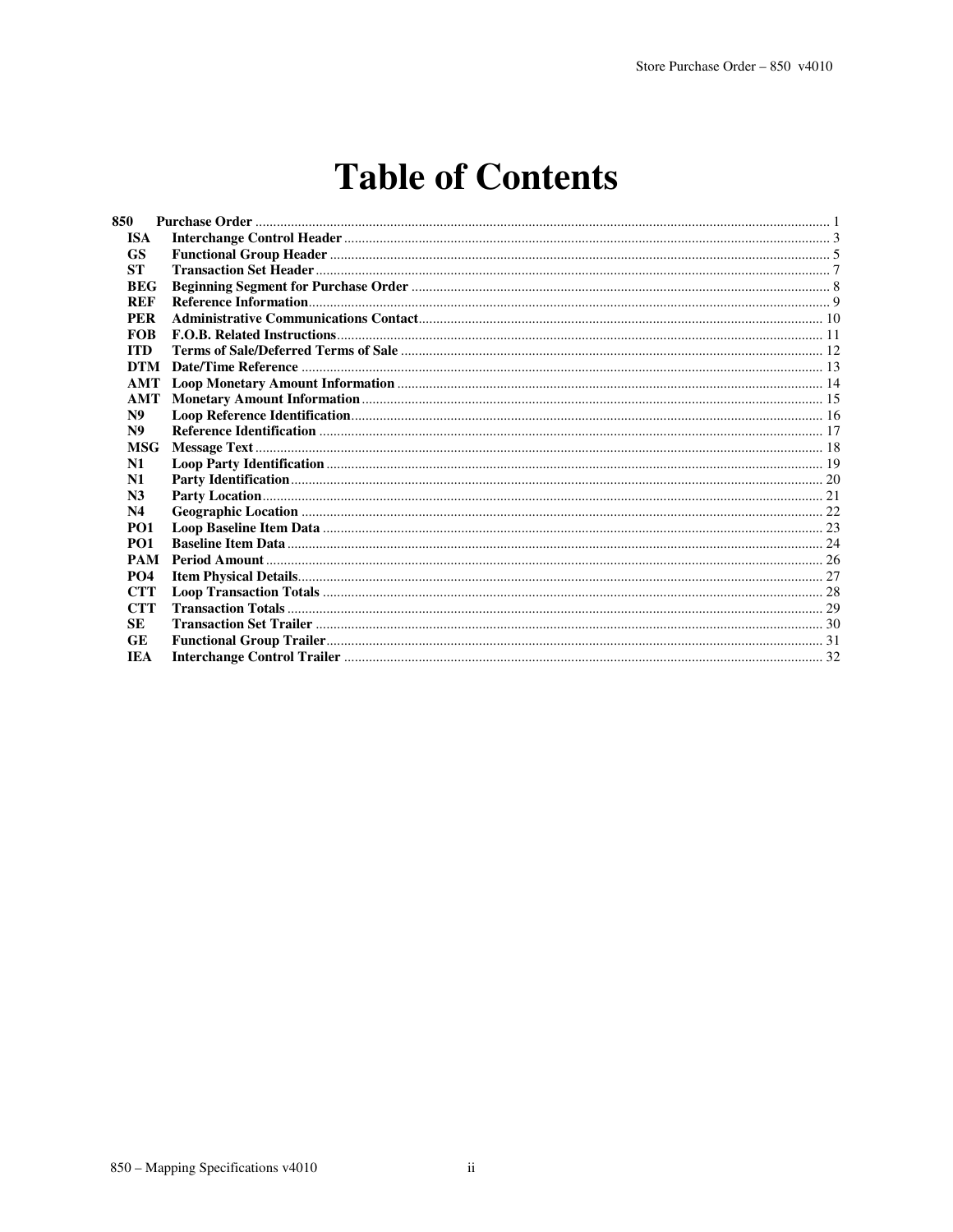# Table of Contents

| | | |
|---|---|---|
| **850** | **Purchase Order** | 1 |
| **ISA** | **Interchange Control Header** | 3 |
| **GS** | **Functional Group Header** | 5 |
| **ST** | **Transaction Set Header** | 7 |
| **BEG** | **Beginning Segment for Purchase Order** | 8 |
| **REF** | **Reference Information** | 9 |
| **PER** | **Administrative Communications Contact** | 10 |
| **FOB** | **F.O.B. Related Instructions** | 11 |
| **ITD** | **Terms of Sale/Deferred Terms of Sale** | 12 |
| **DTM** | **Date/Time Reference** | 13 |
| **AMT** | **Loop Monetary Amount Information** | 14 |
| **AMT** | **Monetary Amount Information** | 15 |
| **N9** | **Loop Reference Identification** | 16 |
| **N9** | **Reference Identification** | 17 |
| **MSG** | **Message Text** | 18 |
| **N1** | **Loop Party Identification** | 19 |
| **N1** | **Party Identification** | 20 |
| **N3** | **Party Location** | 21 |
| **N4** | **Geographic Location** | 22 |
| **PO1** | **Loop Baseline Item Data** | 23 |
| **PO1** | **Baseline Item Data** | 24 |
| **PAM** | **Period Amount** | 26 |
| **PO4** | **Item Physical Details** | 27 |
| **CTT** | **Loop Transaction Totals** | 28 |
| **CTT** | **Transaction Totals** | 29 |
| **SE** | **Transaction Set Trailer** | 30 |
| **GE** | **Functional Group Trailer** | 31 |
| **IEA** | **Interchange Control Trailer** | 32 |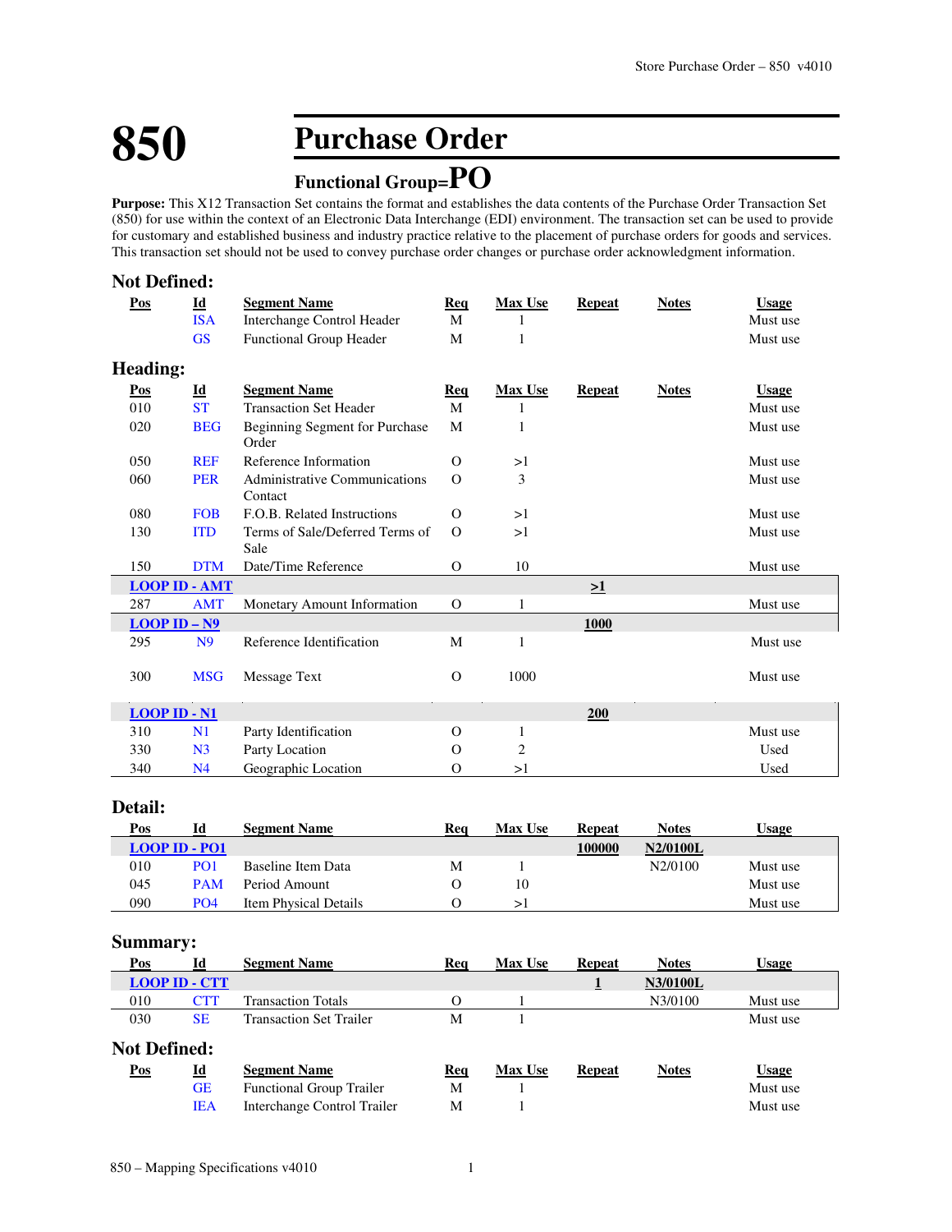# 850 Purchase Order

## Functional Group=PO

**Purpose:** This X12 Transaction Set contains the format and establishes the data contents of the Purchase Order Transaction Set (850) for use within the context of an Electronic Data Interchange (EDI) environment. The transaction set can be used to provide for customary and established business and industry practice relative to the placement of purchase orders for goods and services. This transaction set should not be used to convey purchase order changes or purchase order acknowledgment information.

### Not Defined:

| Pos | Id | Segment Name | Req | Max Use | Repeat | Notes | Usage |
|---|---|---|---|---|---|---|---|
| | ISA | Interchange Control Header | M | 1 | | | Must use |
| | GS | Functional Group Header | M | 1 | | | Must use |

### Heading:

| Pos | Id | Segment Name | Req | Max Use | Repeat | Notes | Usage |
|---|---|---|---|---|---|---|---|
| 010 | ST | Transaction Set Header | M | 1 | | | Must use |
| 020 | BEG | Beginning Segment for Purchase Order | M | 1 | | | Must use |
| 050 | REF | Reference Information | O | >1 | | | Must use |
| 060 | PER | Administrative Communications Contact | O | 3 | | | Must use |
| 080 | FOB | F.O.B. Related Instructions | O | >1 | | | Must use |
| 130 | ITD | Terms of Sale/Deferred Terms of Sale | O | >1 | | | Must use |
| 150 | DTM | Date/Time Reference | O | 10 | | | Must use |
| **LOOP ID - AMT** | | | | | **>1** | | |
| 287 | AMT | Monetary Amount Information | O | 1 | | | Must use |
| **LOOP ID – N9** | | | | | **1000** | | |
| 295 | N9 | Reference Identification | M | 1 | | | Must use |
| 300 | MSG | Message Text | O | 1000 | | | Must use |
| **LOOP ID - N1** | | | | | **200** | | |
| 310 | N1 | Party Identification | O | 1 | | | Must use |
| 330 | N3 | Party Location | O | 2 | | | Used |
| 340 | N4 | Geographic Location | O | >1 | | | Used |

### Detail:

| Pos | Id | Segment Name | Req | Max Use | Repeat | Notes | Usage |
|---|---|---|---|---|---|---|---|
| **LOOP ID - PO1** | | | | | **100000** | **N2/0100L** | |
| 010 | PO1 | Baseline Item Data | M | 1 | | N2/0100 | Must use |
| 045 | PAM | Period Amount | O | 10 | | | Must use |
| 090 | PO4 | Item Physical Details | O | >1 | | | Must use |

### Summary:

| Pos | Id | Segment Name | Req | Max Use | Repeat | Notes | Usage |
|---|---|---|---|---|---|---|---|
| **LOOP ID - CTT** | | | | | **1** | **N3/0100L** | |
| 010 | CTT | Transaction Totals | O | 1 | | N3/0100 | Must use |
| 030 | SE | Transaction Set Trailer | M | 1 | | | Must use |

### Not Defined:

| Pos | Id | Segment Name | Req | Max Use | Repeat | Notes | Usage |
|---|---|---|---|---|---|---|---|
| | GE | Functional Group Trailer | M | 1 | | | Must use |
| | IEA | Interchange Control Trailer | M | 1 | | | Must use |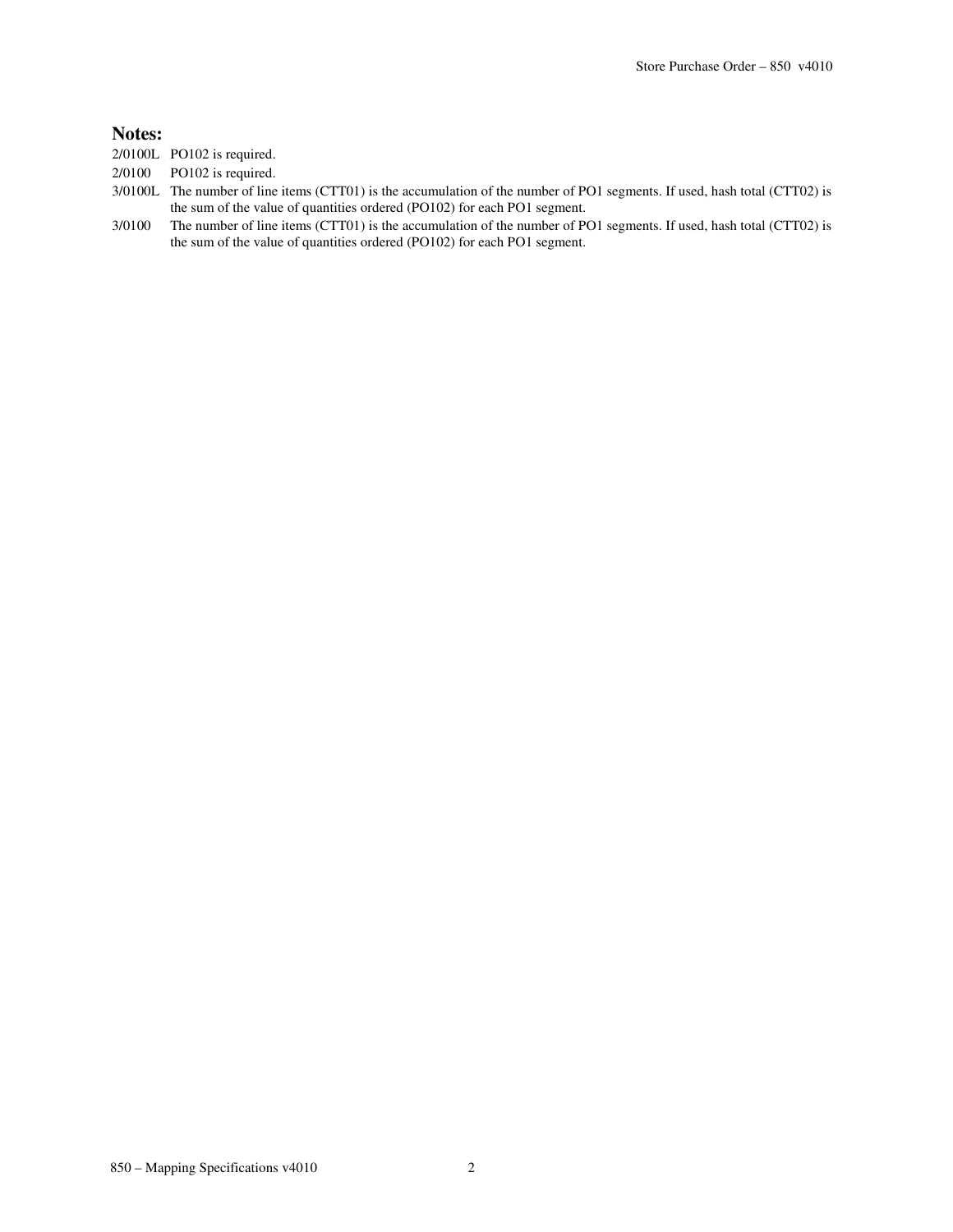## Notes:

2/0100L PO102 is required.

2/0100 PO102 is required.

3/0100L The number of line items (CTT01) is the accumulation of the number of PO1 segments. If used, hash total (CTT02) is the sum of the value of quantities ordered (PO102) for each PO1 segment.

3/0100 The number of line items (CTT01) is the accumulation of the number of PO1 segments. If used, hash total (CTT02) is the sum of the value of quantities ordered (PO102) for each PO1 segment.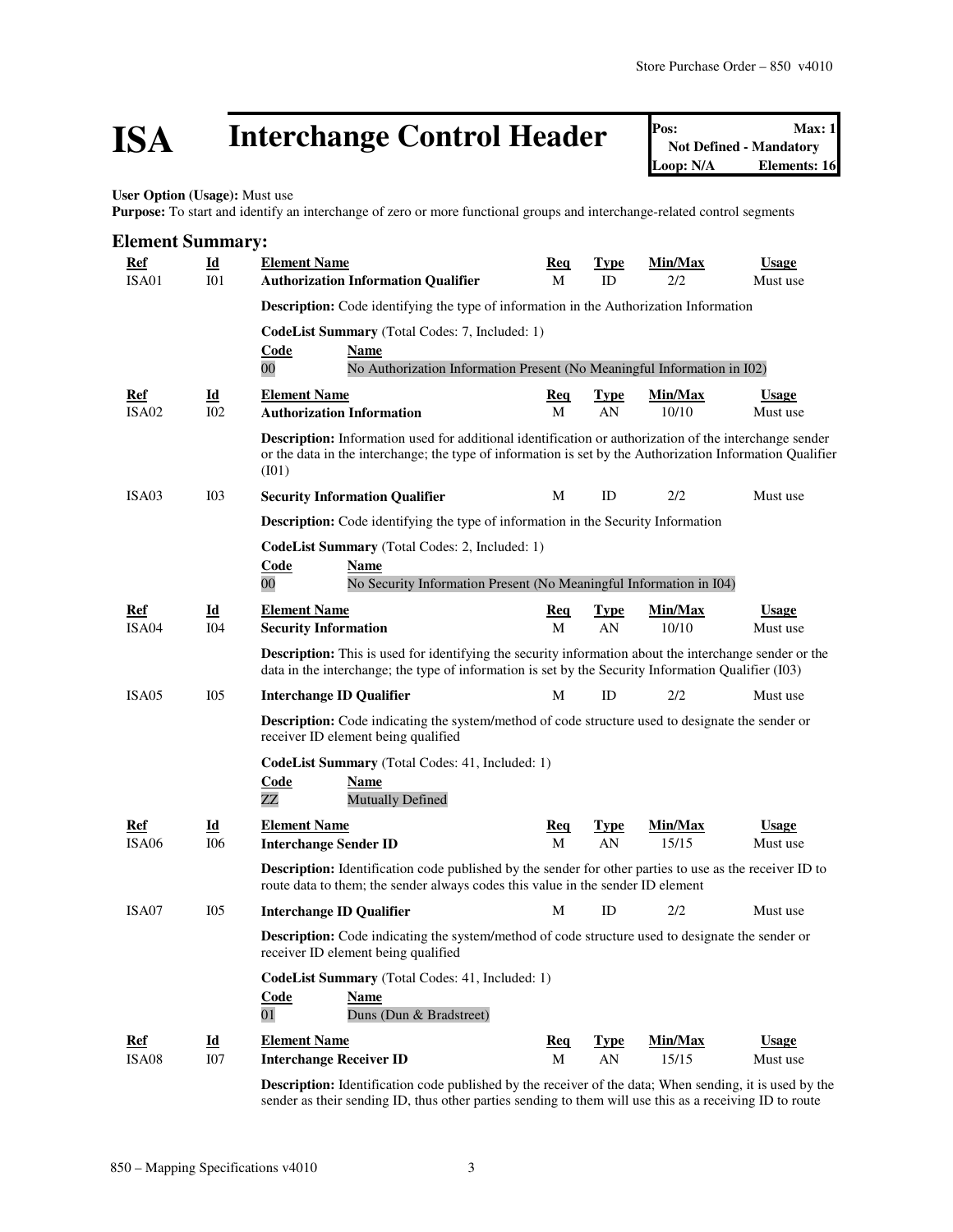# ISA Interchange Control Header

| Pos: | Max: 1 |
| --- | --- |
| Not Defined - Mandatory | |
| Loop: N/A | Elements: 16 |

**User Option (Usage):** Must use
**Purpose:** To start and identify an interchange of zero or more functional groups and interchange-related control segments

## Element Summary:

| Ref | Id | Element Name | Req | Type | Min/Max | Usage |
| --- | --- | --- | --- | --- | --- | --- |
| ISA01 | I01 | **Authorization Information Qualifier** | M | ID | 2/2 | Must use |

**Description:** Code identifying the type of information in the Authorization Information

**CodeList Summary** (Total Codes: 7, Included: 1)

| Code | Name |
| --- | --- |
| 00 | No Authorization Information Present (No Meaningful Information in I02) |

| Ref | Id | Element Name | Req | Type | Min/Max | Usage |
| --- | --- | --- | --- | --- | --- | --- |
| ISA02 | I02 | **Authorization Information** | M | AN | 10/10 | Must use |

**Description:** Information used for additional identification or authorization of the interchange sender or the data in the interchange; the type of information is set by the Authorization Information Qualifier (I01)

| Ref | Id | Element Name | Req | Type | Min/Max | Usage |
| --- | --- | --- | --- | --- | --- | --- |
| ISA03 | I03 | **Security Information Qualifier** | M | ID | 2/2 | Must use |

**Description:** Code identifying the type of information in the Security Information

**CodeList Summary** (Total Codes: 2, Included: 1)

| Code | Name |
| --- | --- |
| 00 | No Security Information Present (No Meaningful Information in I04) |

| Ref | Id | Element Name | Req | Type | Min/Max | Usage |
| --- | --- | --- | --- | --- | --- | --- |
| ISA04 | I04 | **Security Information** | M | AN | 10/10 | Must use |

**Description:** This is used for identifying the security information about the interchange sender or the data in the interchange; the type of information is set by the Security Information Qualifier (I03)

| Ref | Id | Element Name | Req | Type | Min/Max | Usage |
| --- | --- | --- | --- | --- | --- | --- |
| ISA05 | I05 | **Interchange ID Qualifier** | M | ID | 2/2 | Must use |

**Description:** Code indicating the system/method of code structure used to designate the sender or receiver ID element being qualified

**CodeList Summary** (Total Codes: 41, Included: 1)

| Code | Name |
| --- | --- |
| ZZ | Mutually Defined |

| Ref | Id | Element Name | Req | Type | Min/Max | Usage |
| --- | --- | --- | --- | --- | --- | --- |
| ISA06 | I06 | **Interchange Sender ID** | M | AN | 15/15 | Must use |

**Description:** Identification code published by the sender for other parties to use as the receiver ID to route data to them; the sender always codes this value in the sender ID element

| Ref | Id | Element Name | Req | Type | Min/Max | Usage |
| --- | --- | --- | --- | --- | --- | --- |
| ISA07 | I05 | **Interchange ID Qualifier** | M | ID | 2/2 | Must use |

**Description:** Code indicating the system/method of code structure used to designate the sender or receiver ID element being qualified

**CodeList Summary** (Total Codes: 41, Included: 1)

| Code | Name |
| --- | --- |
| 01 | Duns (Dun & Bradstreet) |

| Ref | Id | Element Name | Req | Type | Min/Max | Usage |
| --- | --- | --- | --- | --- | --- | --- |
| ISA08 | I07 | **Interchange Receiver ID** | M | AN | 15/15 | Must use |

**Description:** Identification code published by the receiver of the data; When sending, it is used by the sender as their sending ID, thus other parties sending to them will use this as a receiving ID to route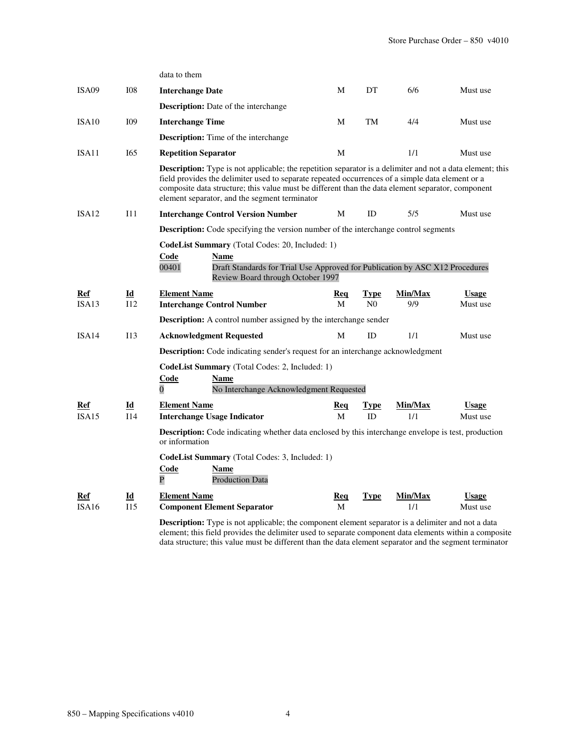data to them

| Ref | Id | Element Name | Req | Type | Min/Max | Usage |
|---|---|---|---|---|---|---|
| ISA09 | I08 | **Interchange Date** | M | DT | 6/6 | Must use |
| | | **Description:** Date of the interchange | | | | |
| ISA10 | I09 | **Interchange Time** | M | TM | 4/4 | Must use |
| | | **Description:** Time of the interchange | | | | |
| ISA11 | I65 | **Repetition Separator** | M | | 1/1 | Must use |
| | | **Description:** Type is not applicable; the repetition separator is a delimiter and not a data element; this field provides the delimiter used to separate repeated occurrences of a simple data element or a composite data structure; this value must be different than the data element separator, component element separator, and the segment terminator | | | | |
| ISA12 | I11 | **Interchange Control Version Number** | M | ID | 5/5 | Must use |
| | | **Description:** Code specifying the version number of the interchange control segments | | | | |

**CodeList Summary** (Total Codes: 20, Included: 1)

| Code | Name |
|---|---|
| 00401 | Draft Standards for Trial Use Approved for Publication by ASC X12 Procedures Review Board through October 1997 |

| Ref | Id | Element Name | Req | Type | Min/Max | Usage |
|---|---|---|---|---|---|---|
| ISA13 | I12 | **Interchange Control Number** | M | N0 | 9/9 | Must use |
| | | **Description:** A control number assigned by the interchange sender | | | | |
| ISA14 | I13 | **Acknowledgment Requested** | M | ID | 1/1 | Must use |
| | | **Description:** Code indicating sender's request for an interchange acknowledgment | | | | |

**CodeList Summary** (Total Codes: 2, Included: 1)

| Code | Name |
|---|---|
| 0 | No Interchange Acknowledgment Requested |

| Ref | Id | Element Name | Req | Type | Min/Max | Usage |
|---|---|---|---|---|---|---|
| ISA15 | I14 | **Interchange Usage Indicator** | M | ID | 1/1 | Must use |
| | | **Description:** Code indicating whether data enclosed by this interchange envelope is test, production or information | | | | |

**CodeList Summary** (Total Codes: 3, Included: 1)

| Code | Name |
|---|---|
| P | Production Data |

| Ref | Id | Element Name | Req | Type | Min/Max | Usage |
|---|---|---|---|---|---|---|
| ISA16 | I15 | **Component Element Separator** | M | | 1/1 | Must use |
| | | **Description:** Type is not applicable; the component element separator is a delimiter and not a data element; this field provides the delimiter used to separate component data elements within a composite data structure; this value must be different than the data element separator and the segment terminator | | | | |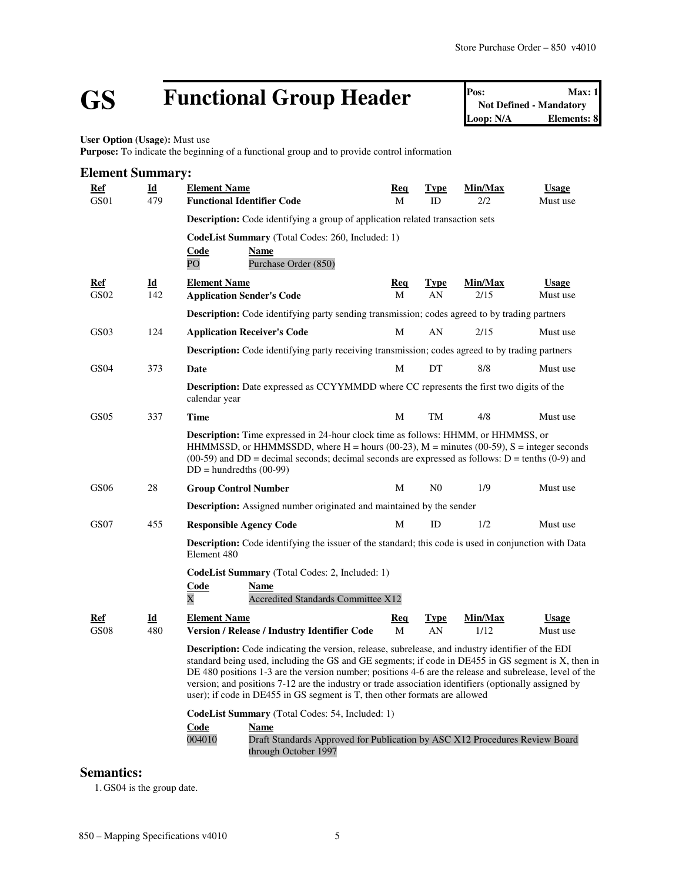# GS Functional Group Header

| Pos: | Max: 1 |
|---|---|
| Not Defined - Mandatory | |
| Loop: N/A | Elements: 8 |

**User Option (Usage):** Must use
**Purpose:** To indicate the beginning of a functional group and to provide control information

## Element Summary:

| Ref | Id | Element Name | Req | Type | Min/Max | Usage |
|---|---|---|---|---|---|---|
| GS01 | 479 | **Functional Identifier Code** | M | ID | 2/2 | Must use |

**Description:** Code identifying a group of application related transaction sets

**CodeList Summary** (Total Codes: 260, Included: 1)

| Code | Name |
|---|---|
| PO | Purchase Order (850) |

| Ref | Id | Element Name | Req | Type | Min/Max | Usage |
|---|---|---|---|---|---|---|
| GS02 | 142 | **Application Sender's Code** | M | AN | 2/15 | Must use |

**Description:** Code identifying party sending transmission; codes agreed to by trading partners

| Ref | Id | Element Name | Req | Type | Min/Max | Usage |
|---|---|---|---|---|---|---|
| GS03 | 124 | **Application Receiver's Code** | M | AN | 2/15 | Must use |

**Description:** Code identifying party receiving transmission; codes agreed to by trading partners

| Ref | Id | Element Name | Req | Type | Min/Max | Usage |
|---|---|---|---|---|---|---|
| GS04 | 373 | **Date** | M | DT | 8/8 | Must use |

**Description:** Date expressed as CCYYMMDD where CC represents the first two digits of the calendar year

| Ref | Id | Element Name | Req | Type | Min/Max | Usage |
|---|---|---|---|---|---|---|
| GS05 | 337 | **Time** | M | TM | 4/8 | Must use |

**Description:** Time expressed in 24-hour clock time as follows: HHMM, or HHMMSS, or HHMMSSD, or HHMMSSDD, where H = hours (00-23), M = minutes (00-59), S = integer seconds (00-59) and DD = decimal seconds; decimal seconds are expressed as follows: D = tenths (0-9) and DD = hundredths (00-99)

| Ref | Id | Element Name | Req | Type | Min/Max | Usage |
|---|---|---|---|---|---|---|
| GS06 | 28 | **Group Control Number** | M | N0 | 1/9 | Must use |

**Description:** Assigned number originated and maintained by the sender

| Ref | Id | Element Name | Req | Type | Min/Max | Usage |
|---|---|---|---|---|---|---|
| GS07 | 455 | **Responsible Agency Code** | M | ID | 1/2 | Must use |

**Description:** Code identifying the issuer of the standard; this code is used in conjunction with Data Element 480

**CodeList Summary** (Total Codes: 2, Included: 1)

| Code | Name |
|---|---|
| X | Accredited Standards Committee X12 |

| Ref | Id | Element Name | Req | Type | Min/Max | Usage |
|---|---|---|---|---|---|---|
| GS08 | 480 | **Version / Release / Industry Identifier Code** | M | AN | 1/12 | Must use |

**Description:** Code indicating the version, release, subrelease, and industry identifier of the EDI standard being used, including the GS and GE segments; if code in DE455 in GS segment is X, then in DE 480 positions 1-3 are the version number; positions 4-6 are the release and subrelease, level of the version; and positions 7-12 are the industry or trade association identifiers (optionally assigned by user); if code in DE455 in GS segment is T, then other formats are allowed

**CodeList Summary** (Total Codes: 54, Included: 1)

| Code | Name |
|---|---|
| 004010 | Draft Standards Approved for Publication by ASC X12 Procedures Review Board through October 1997 |

## Semantics:

1. GS04 is the group date.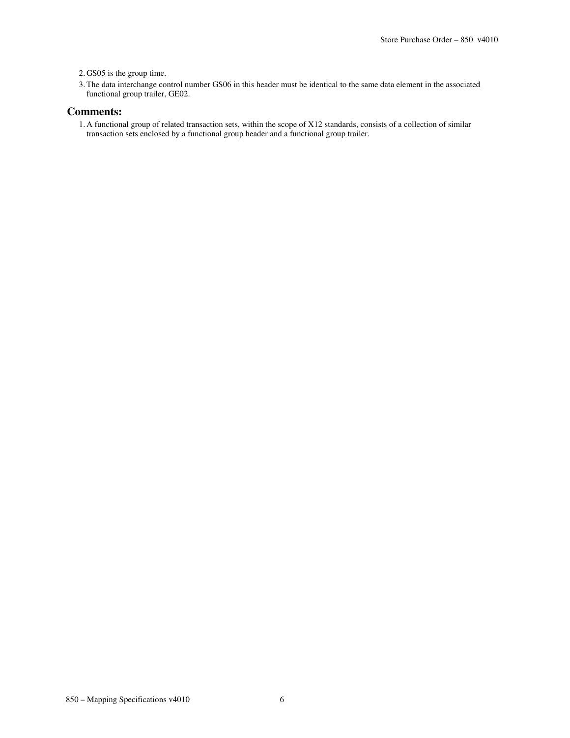2. GS05 is the group time.
3. The data interchange control number GS06 in this header must be identical to the same data element in the associated functional group trailer, GE02.

## Comments:

1. A functional group of related transaction sets, within the scope of X12 standards, consists of a collection of similar transaction sets enclosed by a functional group header and a functional group trailer.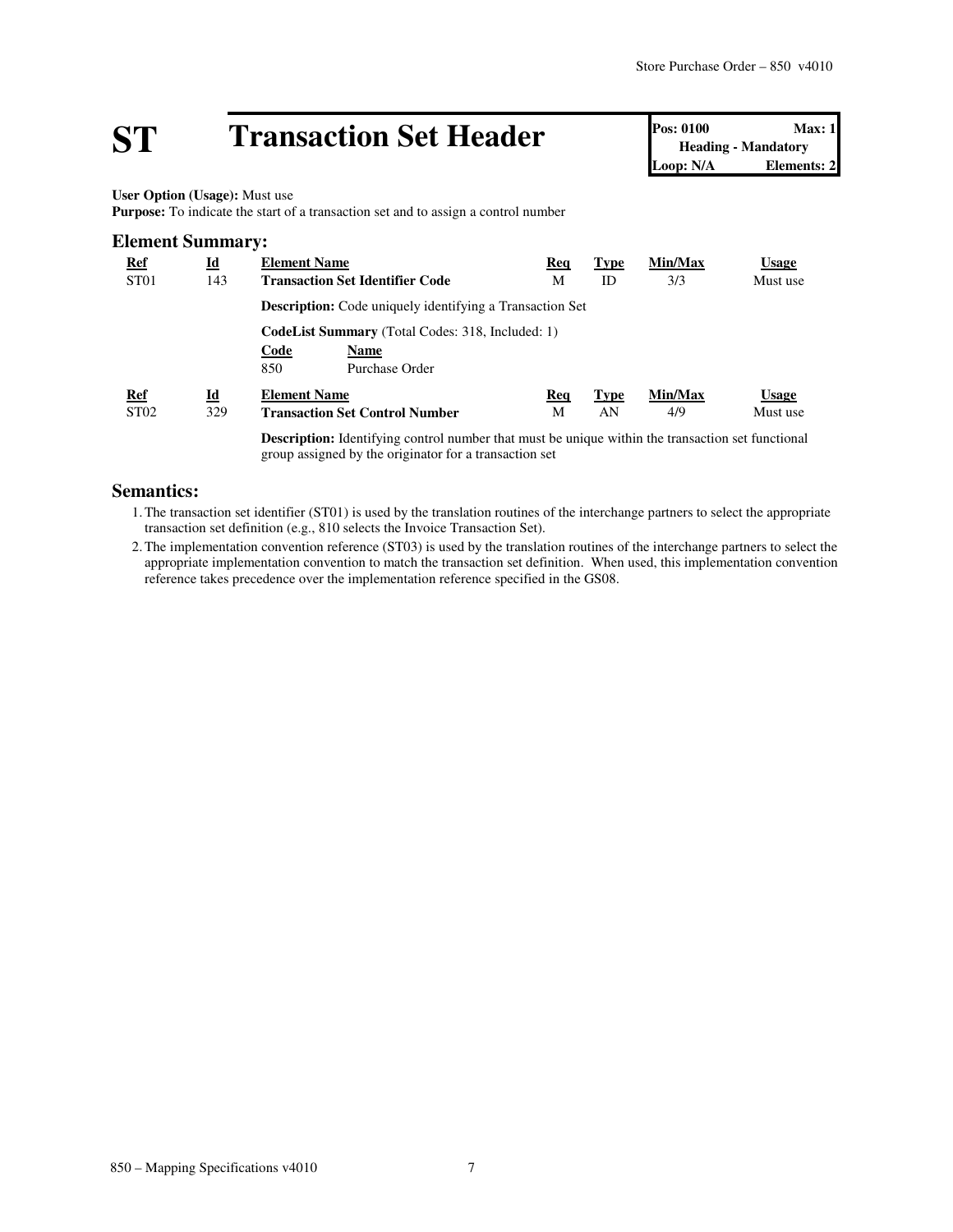# ST Transaction Set Header

| Pos: 0100 | Max: 1 |
| --- | --- |
| Heading - Mandatory | |
| Loop: N/A | Elements: 2 |

**User Option (Usage):** Must use
**Purpose:** To indicate the start of a transaction set and to assign a control number

## Element Summary:

| Ref | Id | Element Name | Req | Type | Min/Max | Usage |
| --- | --- | --- | --- | --- | --- | --- |
| ST01 | 143 | **Transaction Set Identifier Code** | M | ID | 3/3 | Must use |

**Description:** Code uniquely identifying a Transaction Set

**CodeList Summary** (Total Codes: 318, Included: 1)

| Code | Name |
| --- | --- |
| 850 | Purchase Order |

| Ref | Id | Element Name | Req | Type | Min/Max | Usage |
| --- | --- | --- | --- | --- | --- | --- |
| ST02 | 329 | **Transaction Set Control Number** | M | AN | 4/9 | Must use |

**Description:** Identifying control number that must be unique within the transaction set functional group assigned by the originator for a transaction set

## Semantics:

1. The transaction set identifier (ST01) is used by the translation routines of the interchange partners to select the appropriate transaction set definition (e.g., 810 selects the Invoice Transaction Set).
2. The implementation convention reference (ST03) is used by the translation routines of the interchange partners to select the appropriate implementation convention to match the transaction set definition. When used, this implementation convention reference takes precedence over the implementation reference specified in the GS08.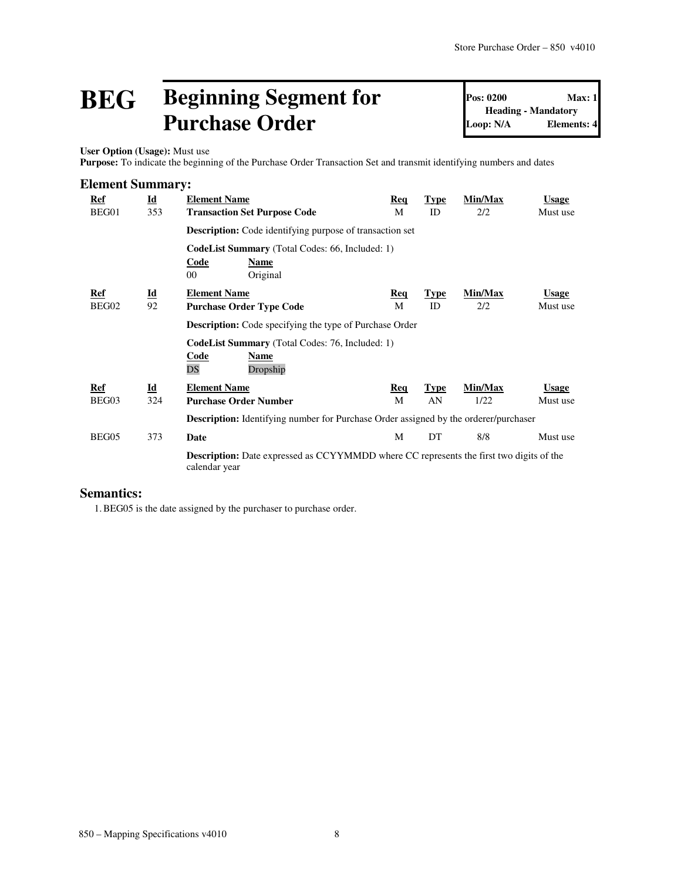# BEG Beginning Segment for Purchase Order

**Pos: 0200** **Max: 1**
**Heading - Mandatory**
**Loop: N/A** **Elements: 4**

**User Option (Usage):** Must use
**Purpose:** To indicate the beginning of the Purchase Order Transaction Set and transmit identifying numbers and dates

## Element Summary:

| Ref | Id | Element Name | Req | Type | Min/Max | Usage |
|---|---|---|---|---|---|---|
| BEG01 | 353 | **Transaction Set Purpose Code** | M | ID | 2/2 | Must use |

**Description:** Code identifying purpose of transaction set

**CodeList Summary** (Total Codes: 66, Included: 1)

| Code | Name |
|---|---|
| 00 | Original |

| Ref | Id | Element Name | Req | Type | Min/Max | Usage |
|---|---|---|---|---|---|---|
| BEG02 | 92 | **Purchase Order Type Code** | M | ID | 2/2 | Must use |

**Description:** Code specifying the type of Purchase Order

**CodeList Summary** (Total Codes: 76, Included: 1)

| Code | Name |
|---|---|
| DS | Dropship |

| Ref | Id | Element Name | Req | Type | Min/Max | Usage |
|---|---|---|---|---|---|---|
| BEG03 | 324 | **Purchase Order Number** | M | AN | 1/22 | Must use |

**Description:** Identifying number for Purchase Order assigned by the orderer/purchaser

| Ref | Id | Element Name | Req | Type | Min/Max | Usage |
|---|---|---|---|---|---|---|
| BEG05 | 373 | **Date** | M | DT | 8/8 | Must use |

**Description:** Date expressed as CCYYMMDD where CC represents the first two digits of the calendar year

## Semantics:

1. BEG05 is the date assigned by the purchaser to purchase order.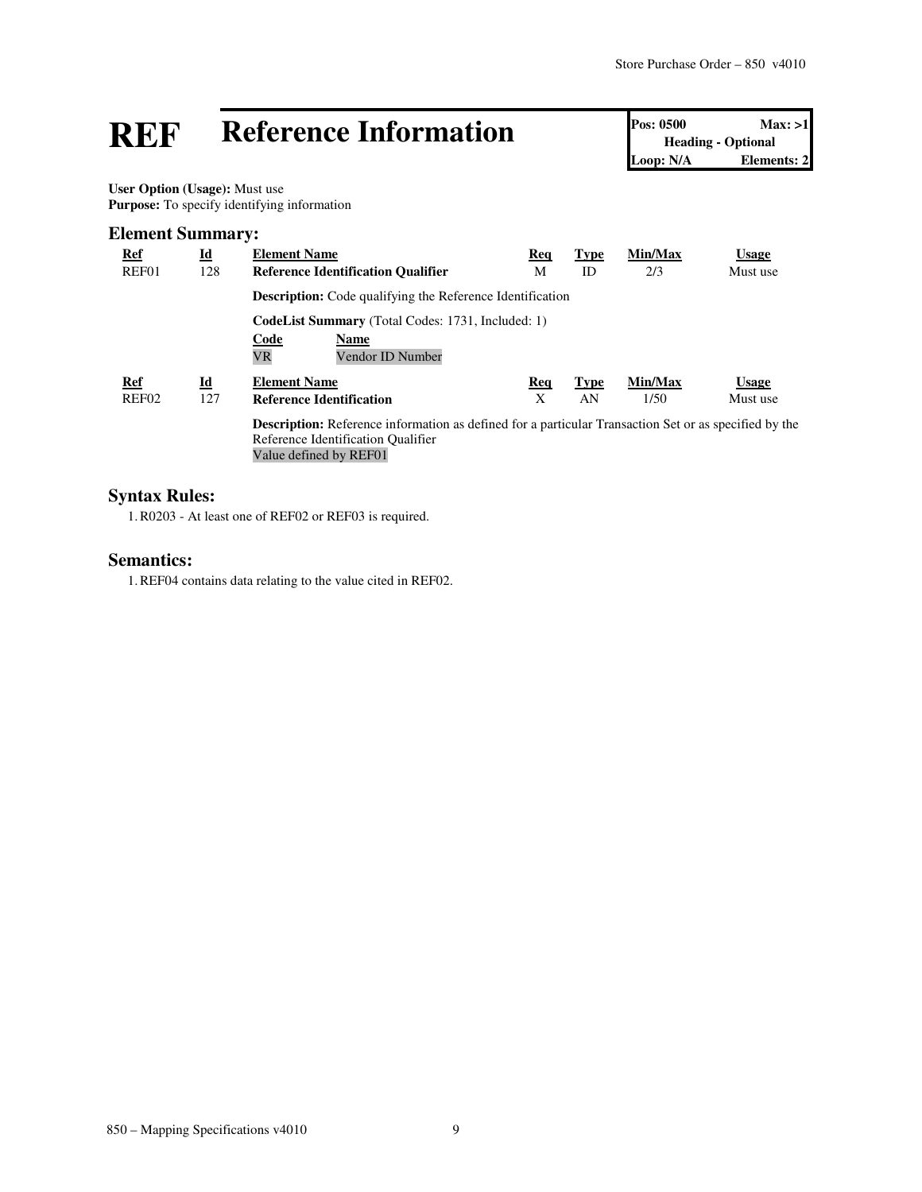# REF Reference Information

| Pos: 0500 | Max: >1 |
|---|---|
| Heading - Optional | |
| Loop: N/A | Elements: 2 |

**User Option (Usage):** Must use
**Purpose:** To specify identifying information

## Element Summary:

| Ref | Id | Element Name | Req | Type | Min/Max | Usage |
|---|---|---|---|---|---|---|
| REF01 | 128 | **Reference Identification Qualifier** | M | ID | 2/3 | Must use |

**Description:** Code qualifying the Reference Identification

**CodeList Summary** (Total Codes: 1731, Included: 1)

| Code | Name |
|---|---|
| VR | Vendor ID Number |

| Ref | Id | Element Name | Req | Type | Min/Max | Usage |
|---|---|---|---|---|---|---|
| REF02 | 127 | **Reference Identification** | X | AN | 1/50 | Must use |

**Description:** Reference information as defined for a particular Transaction Set or as specified by the Reference Identification Qualifier
Value defined by REF01

## Syntax Rules:

1. R0203 - At least one of REF02 or REF03 is required.

## Semantics:

1. REF04 contains data relating to the value cited in REF02.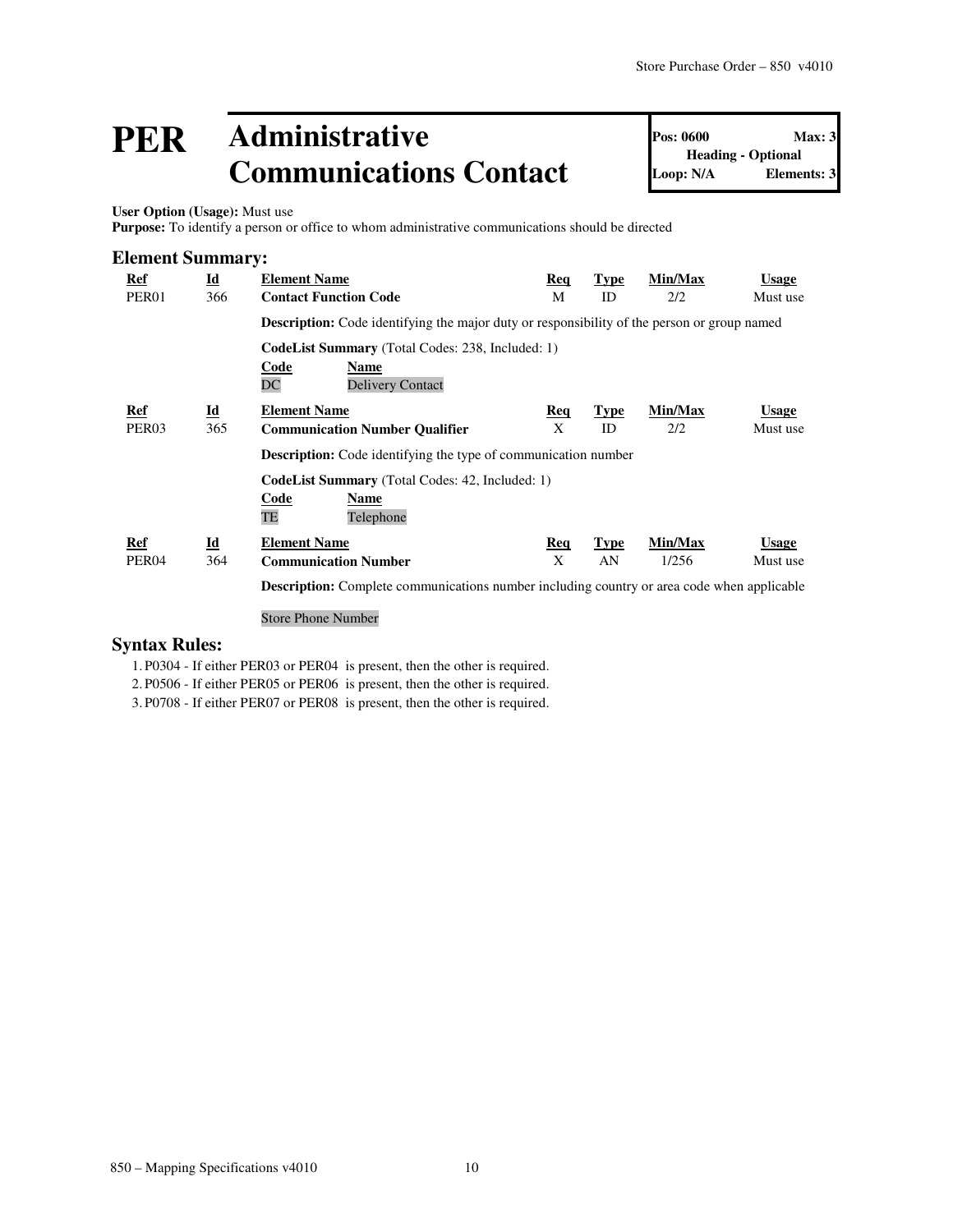# PER Administrative Communications Contact

| Pos: 0600 | Max: 3 |
|---|---|
| Heading - Optional | |
| Loop: N/A | Elements: 3 |

**User Option (Usage):** Must use
**Purpose:** To identify a person or office to whom administrative communications should be directed

## Element Summary:

| Ref | Id | Element Name | Req | Type | Min/Max | Usage |
|---|---|---|---|---|---|---|
| PER01 | 366 | **Contact Function Code** | M | ID | 2/2 | Must use |

**Description:** Code identifying the major duty or responsibility of the person or group named

**CodeList Summary** (Total Codes: 238, Included: 1)

| Code | Name |
|---|---|
| DC | Delivery Contact |

| Ref | Id | Element Name | Req | Type | Min/Max | Usage |
|---|---|---|---|---|---|---|
| PER03 | 365 | **Communication Number Qualifier** | X | ID | 2/2 | Must use |

**Description:** Code identifying the type of communication number

**CodeList Summary** (Total Codes: 42, Included: 1)

| Code | Name |
|---|---|
| TE | Telephone |

| Ref | Id | Element Name | Req | Type | Min/Max | Usage |
|---|---|---|---|---|---|---|
| PER04 | 364 | **Communication Number** | X | AN | 1/256 | Must use |

**Description:** Complete communications number including country or area code when applicable

Store Phone Number

## Syntax Rules:

1. P0304 - If either PER03 or PER04 is present, then the other is required.
2. P0506 - If either PER05 or PER06 is present, then the other is required.
3. P0708 - If either PER07 or PER08 is present, then the other is required.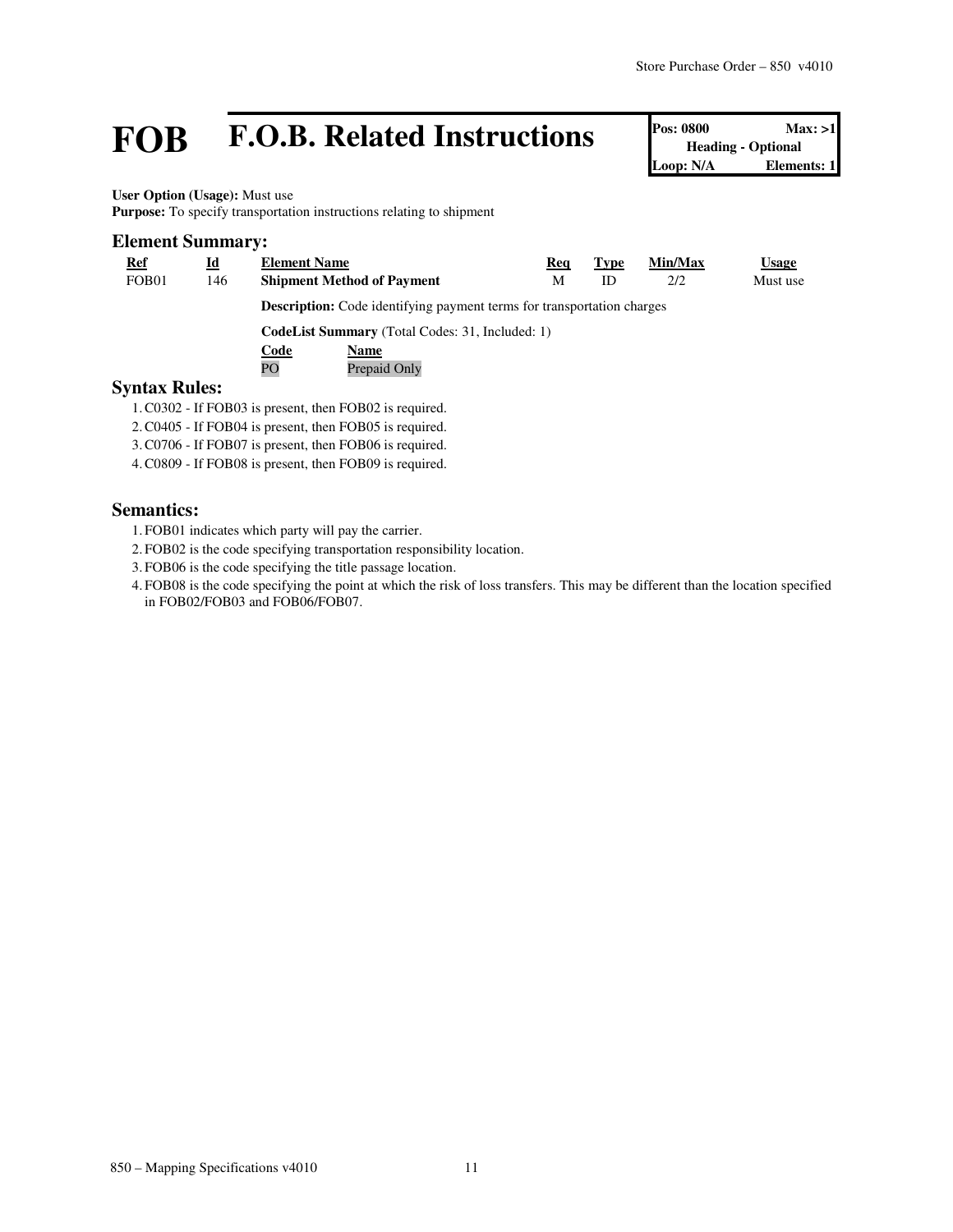# FOB F.O.B. Related Instructions

| Pos: 0800 | Max: >1 |
|---|---|
| Heading - Optional | |
| Loop: N/A | Elements: 1 |

**User Option (Usage):** Must use
**Purpose:** To specify transportation instructions relating to shipment

## Element Summary:

| Ref | Id | Element Name | Req | Type | Min/Max | Usage |
|---|---|---|---|---|---|---|
| FOB01 | 146 | **Shipment Method of Payment** | M | ID | 2/2 | Must use |

**Description:** Code identifying payment terms for transportation charges

**CodeList Summary** (Total Codes: 31, Included: 1)

| Code | Name |
|---|---|
| PO | Prepaid Only |

## Syntax Rules:

1. C0302 - If FOB03 is present, then FOB02 is required.
2. C0405 - If FOB04 is present, then FOB05 is required.
3. C0706 - If FOB07 is present, then FOB06 is required.
4. C0809 - If FOB08 is present, then FOB09 is required.

## Semantics:

1. FOB01 indicates which party will pay the carrier.
2. FOB02 is the code specifying transportation responsibility location.
3. FOB06 is the code specifying the title passage location.
4. FOB08 is the code specifying the point at which the risk of loss transfers. This may be different than the location specified in FOB02/FOB03 and FOB06/FOB07.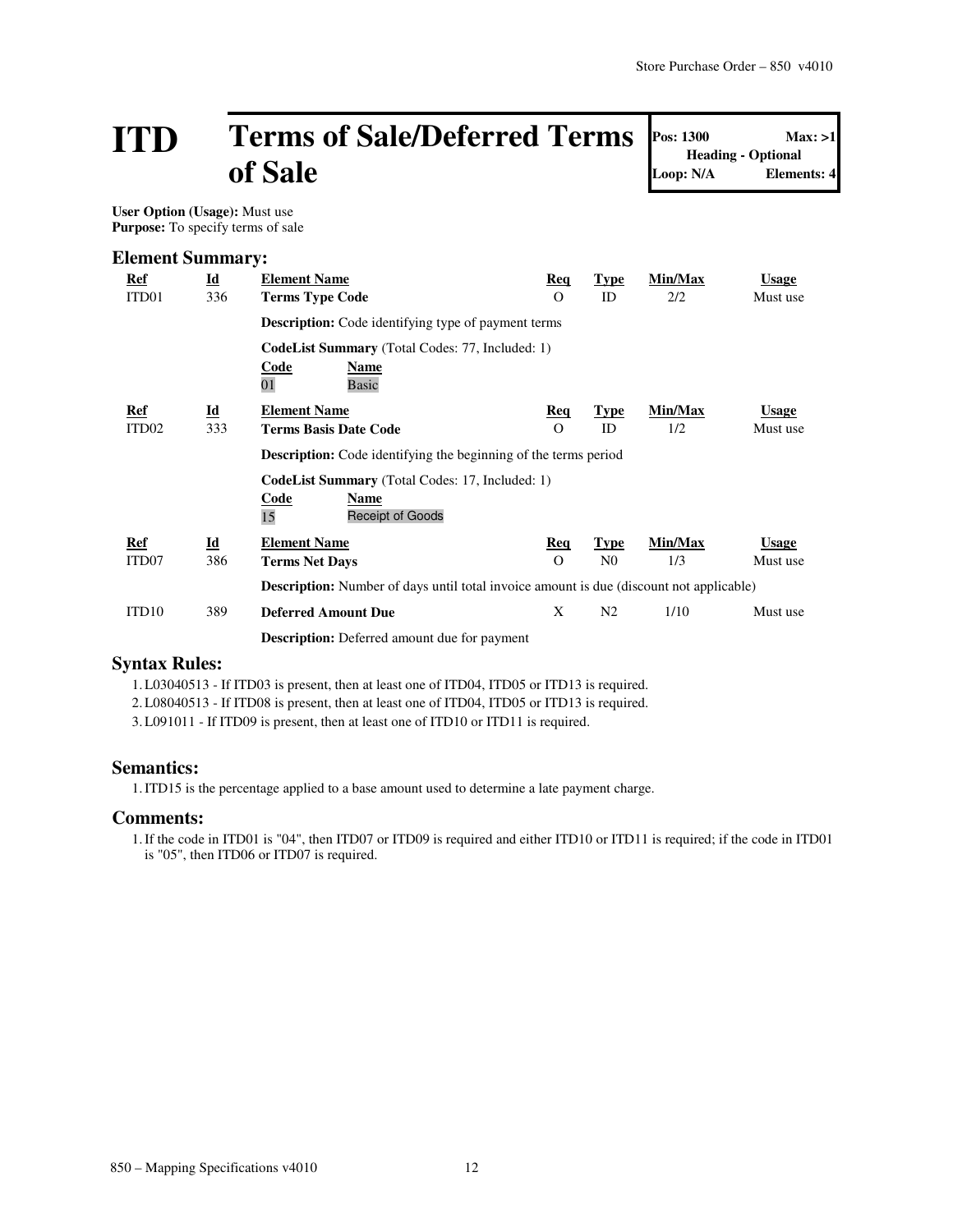# ITD Terms of Sale/Deferred Terms of Sale

**Pos: 1300** **Max: >1**
**Heading - Optional**
**Loop: N/A** **Elements: 4**

**User Option (Usage):** Must use
**Purpose:** To specify terms of sale

## Element Summary:

| Ref | Id | Element Name | Req | Type | Min/Max | Usage |
|---|---|---|---|---|---|---|
| ITD01 | 336 | **Terms Type Code** | O | ID | 2/2 | Must use |
| | | **Description:** Code identifying type of payment terms | | | | |
| | | **CodeList Summary** (Total Codes: 77, Included: 1) | | | | |
| | | **Code** / **Name**: 01 Basic | | | | |
| ITD02 | 333 | **Terms Basis Date Code** | O | ID | 1/2 | Must use |
| | | **Description:** Code identifying the beginning of the terms period | | | | |
| | | **CodeList Summary** (Total Codes: 17, Included: 1) | | | | |
| | | **Code** / **Name**: 15 Receipt of Goods | | | | |
| ITD07 | 386 | **Terms Net Days** | O | N0 | 1/3 | Must use |
| | | **Description:** Number of days until total invoice amount is due (discount not applicable) | | | | |
| ITD10 | 389 | **Deferred Amount Due** | X | N2 | 1/10 | Must use |
| | | **Description:** Deferred amount due for payment | | | | |

## Syntax Rules:

1. L03040513 - If ITD03 is present, then at least one of ITD04, ITD05 or ITD13 is required.
2. L08040513 - If ITD08 is present, then at least one of ITD04, ITD05 or ITD13 is required.
3. L091011 - If ITD09 is present, then at least one of ITD10 or ITD11 is required.

## Semantics:

1. ITD15 is the percentage applied to a base amount used to determine a late payment charge.

## Comments:

1. If the code in ITD01 is "04", then ITD07 or ITD09 is required and either ITD10 or ITD11 is required; if the code in ITD01 is "05", then ITD06 or ITD07 is required.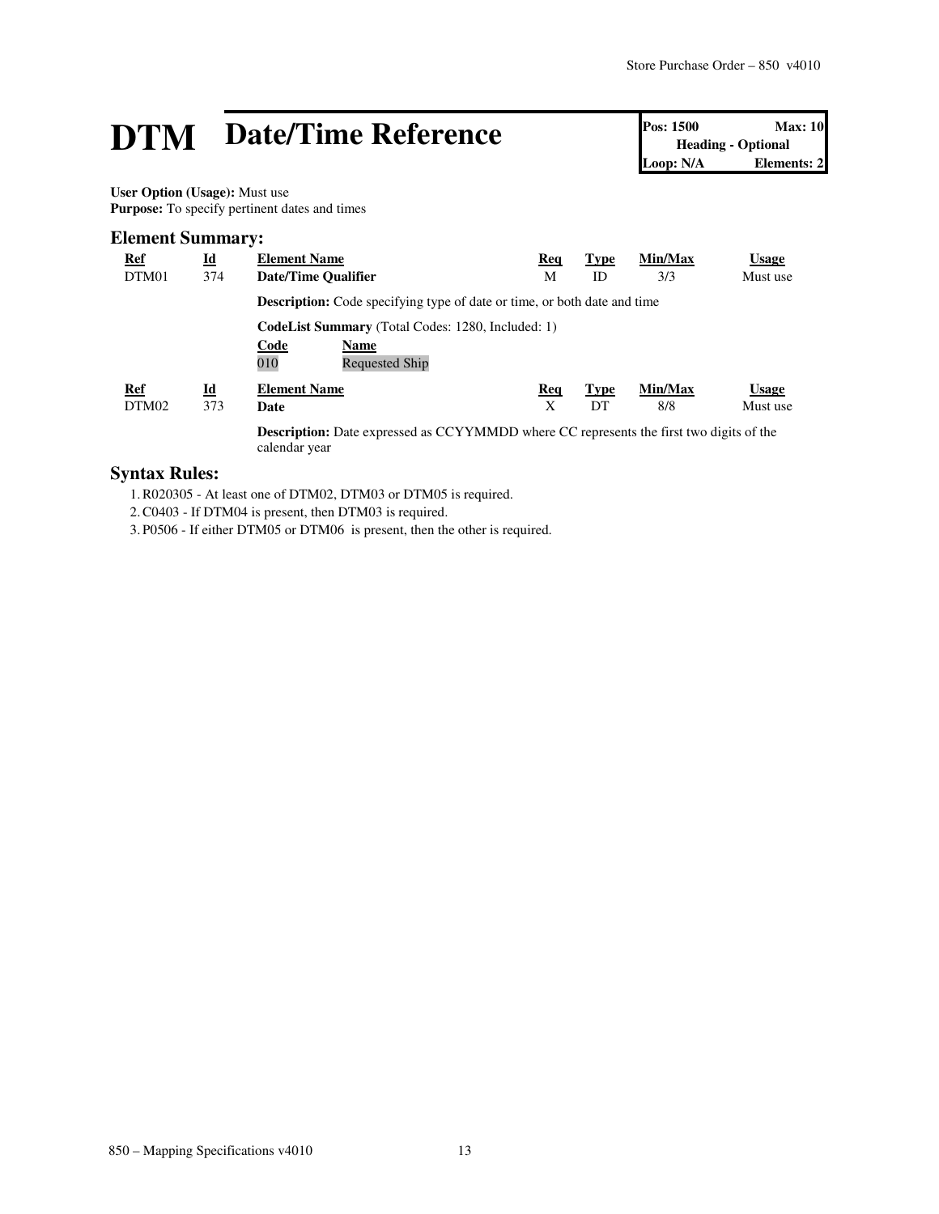# DTM Date/Time Reference

| Pos: 1500 | Max: 10 |
| --- | --- |
| Heading - Optional | |
| Loop: N/A | Elements: 2 |

**User Option (Usage):** Must use
**Purpose:** To specify pertinent dates and times

## Element Summary:

| Ref | Id | Element Name | Req | Type | Min/Max | Usage |
| --- | --- | --- | --- | --- | --- | --- |
| DTM01 | 374 | **Date/Time Qualifier** | M | ID | 3/3 | Must use |

**Description:** Code specifying type of date or time, or both date and time

**CodeList Summary** (Total Codes: 1280, Included: 1)

| Code | Name |
| --- | --- |
| 010 | Requested Ship |

| Ref | Id | Element Name | Req | Type | Min/Max | Usage |
| --- | --- | --- | --- | --- | --- | --- |
| DTM02 | 373 | **Date** | X | DT | 8/8 | Must use |

**Description:** Date expressed as CCYYMMDD where CC represents the first two digits of the calendar year

## Syntax Rules:

1. R020305 - At least one of DTM02, DTM03 or DTM05 is required.
2. C0403 - If DTM04 is present, then DTM03 is required.
3. P0506 - If either DTM05 or DTM06 is present, then the other is required.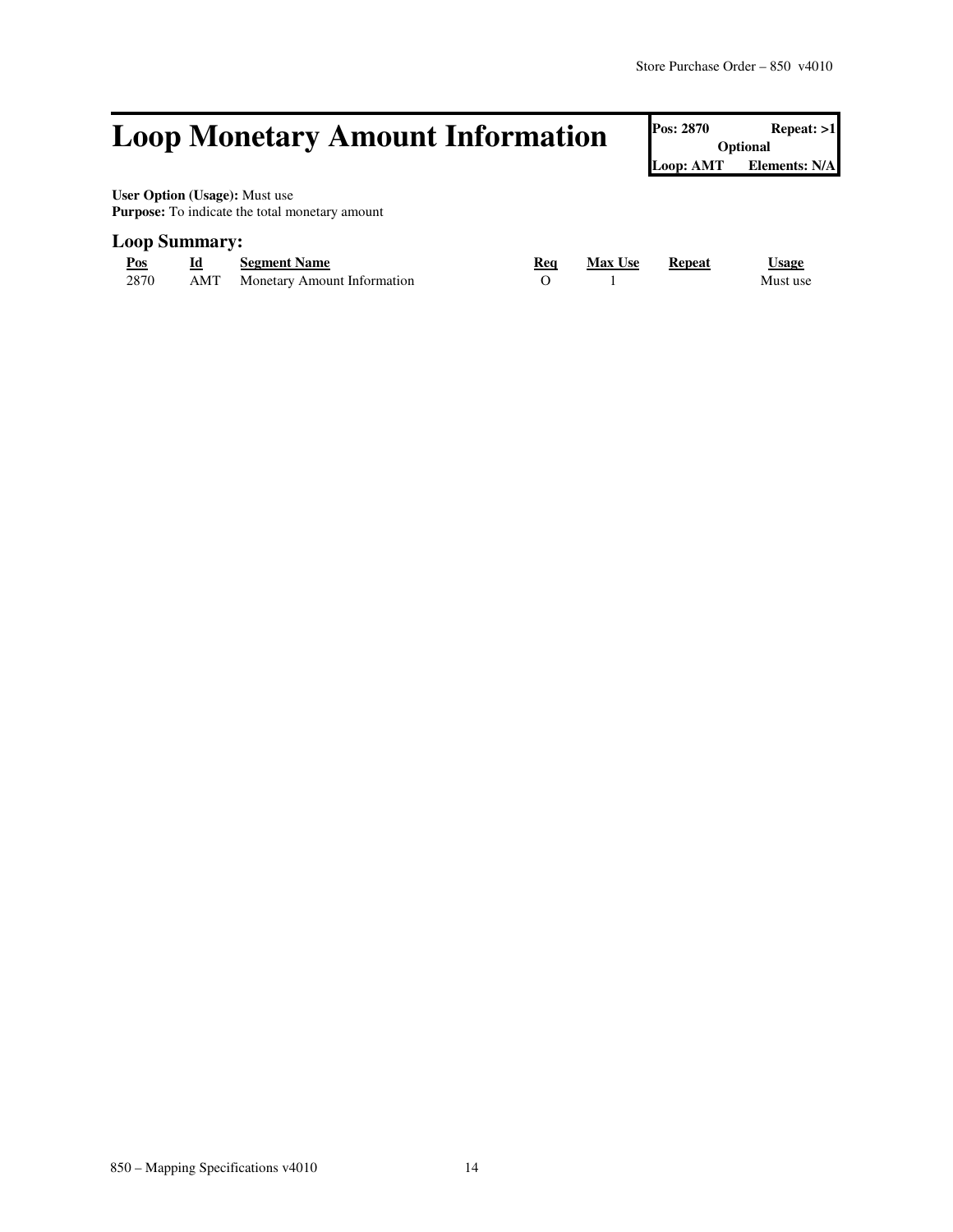# Loop Monetary Amount Information

| Pos: 2870 | Repeat: >1 |
|---|---|
| Optional | |
| Loop: AMT | Elements: N/A |

**User Option (Usage):** Must use
**Purpose:** To indicate the total monetary amount

## Loop Summary:

| Pos | Id | Segment Name | Req | Max Use | Repeat | Usage |
|---|---|---|---|---|---|---|
| 2870 | AMT | Monetary Amount Information | O | 1 | | Must use |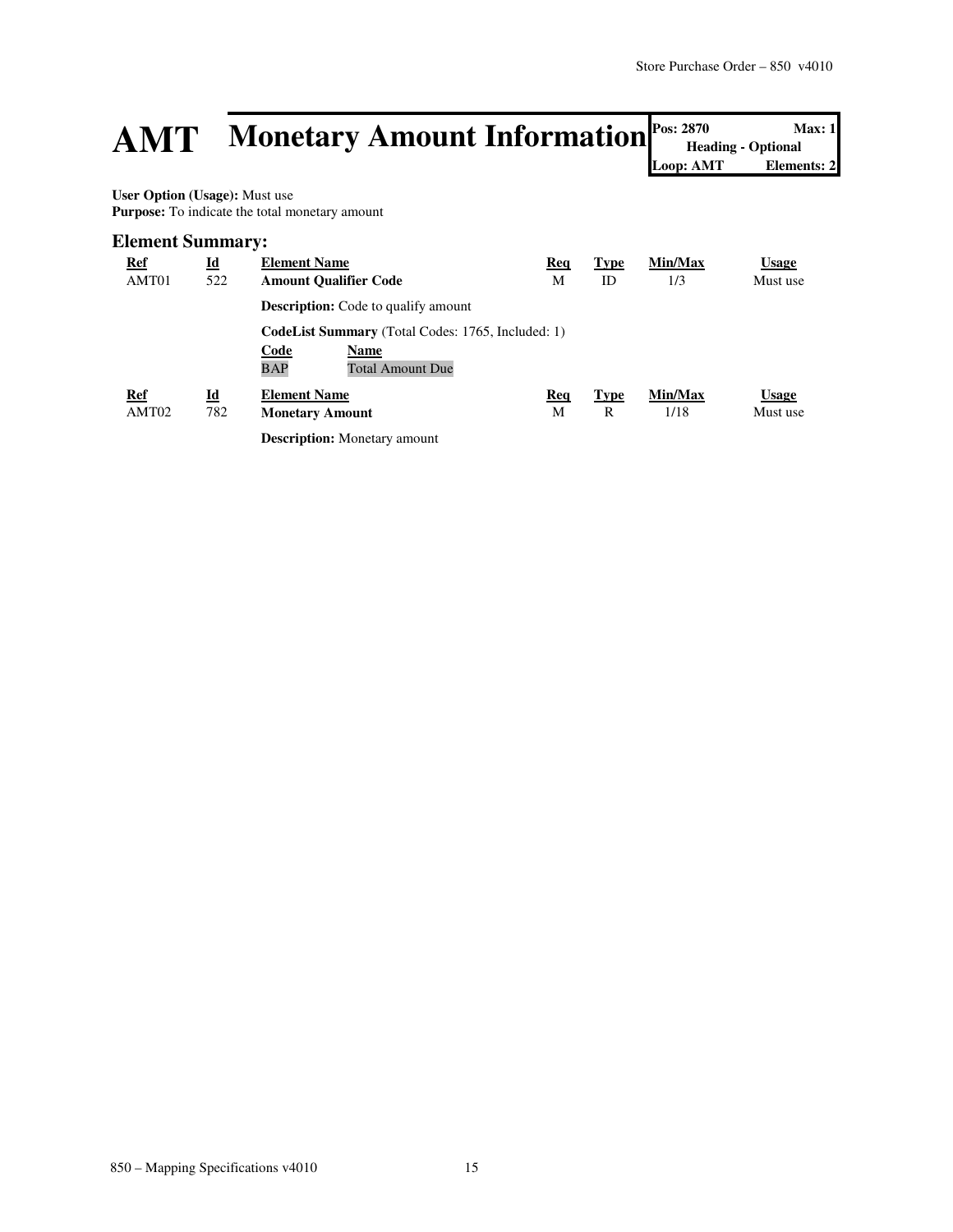# AMT Monetary Amount Information

| Pos: 2870 | Max: 1 |
|---|---|
| Heading - Optional | |
| Loop: AMT | Elements: 2 |

**User Option (Usage):** Must use
**Purpose:** To indicate the total monetary amount

## Element Summary:

| Ref | Id | Element Name | Req | Type | Min/Max | Usage |
|---|---|---|---|---|---|---|
| AMT01 | 522 | **Amount Qualifier Code** | M | ID | 1/3 | Must use |

**Description:** Code to qualify amount

**CodeList Summary** (Total Codes: 1765, Included: 1)

| Code | Name |
|---|---|
| BAP | Total Amount Due |

| Ref | Id | Element Name | Req | Type | Min/Max | Usage |
|---|---|---|---|---|---|---|
| AMT02 | 782 | **Monetary Amount** | M | R | 1/18 | Must use |

**Description:** Monetary amount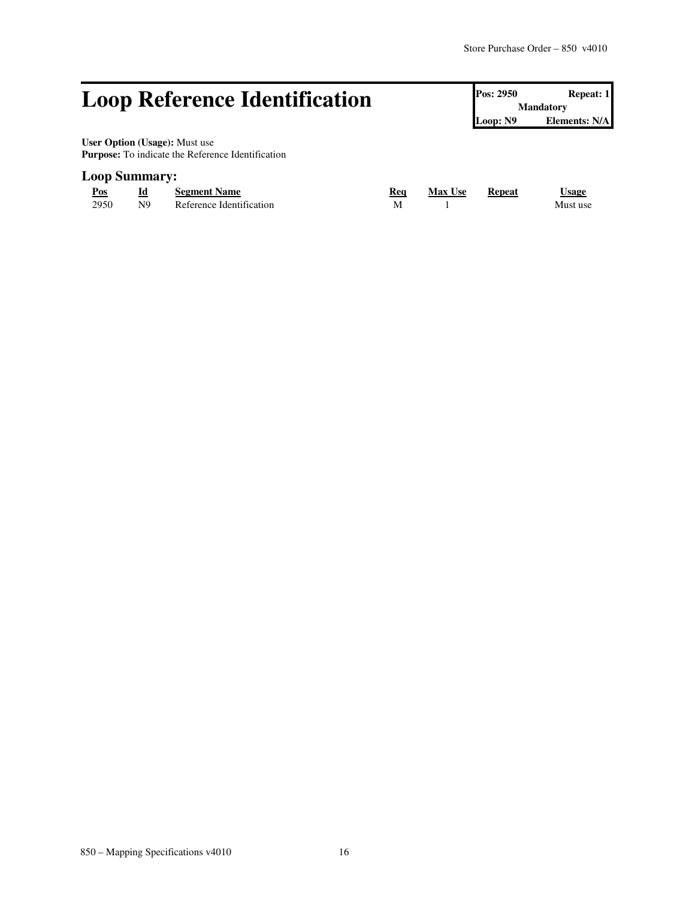# Loop Reference Identification

| Pos: 2950 | Repeat: 1 |
|---|---|
| Mandatory | |
| Loop: N9 | Elements: N/A |

**User Option (Usage):** Must use
**Purpose:** To indicate the Reference Identification

## Loop Summary:

| Pos | Id | Segment Name | Req | Max Use | Repeat | Usage |
|---|---|---|---|---|---|---|
| 2950 | N9 | Reference Identification | M | 1 | | Must use |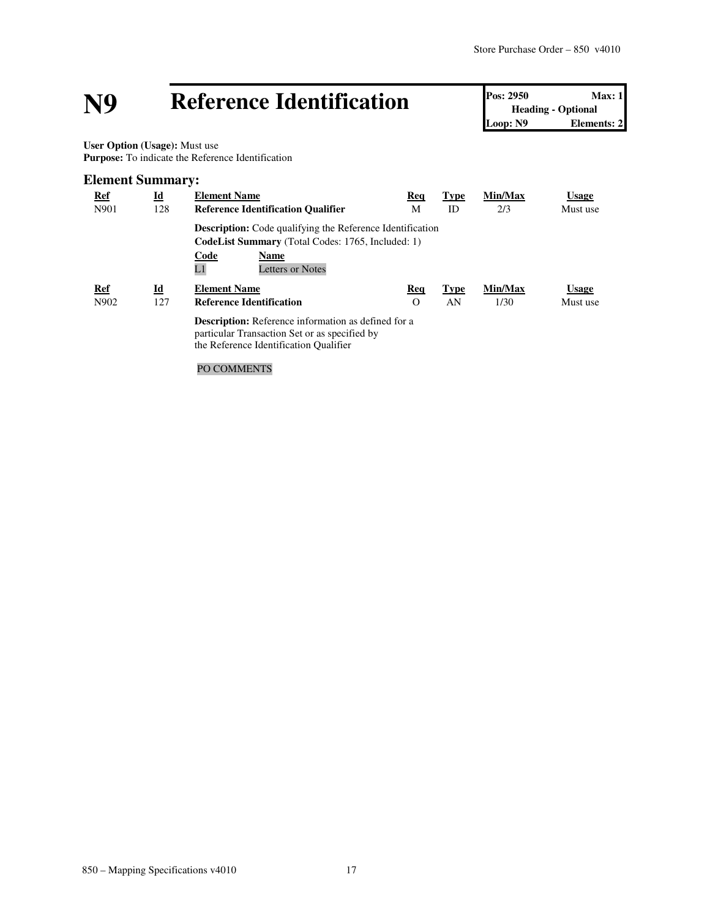# N9 Reference Identification

| Pos: 2950 | Max: 1 |
|---|---|
| Heading - Optional | |
| Loop: N9 | Elements: 2 |

**User Option (Usage):** Must use
**Purpose:** To indicate the Reference Identification

## Element Summary:

| Ref | Id | Element Name | Req | Type | Min/Max | Usage |
|---|---|---|---|---|---|---|
| N901 | 128 | **Reference Identification Qualifier** | M | ID | 2/3 | Must use |

**Description:** Code qualifying the Reference Identification
**CodeList Summary** (Total Codes: 1765, Included: 1)

| Code | Name |
|---|---|
| L1 | Letters or Notes |

| Ref | Id | Element Name | Req | Type | Min/Max | Usage |
|---|---|---|---|---|---|---|
| N902 | 127 | **Reference Identification** | O | AN | 1/30 | Must use |

**Description:** Reference information as defined for a particular Transaction Set or as specified by the Reference Identification Qualifier

PO COMMENTS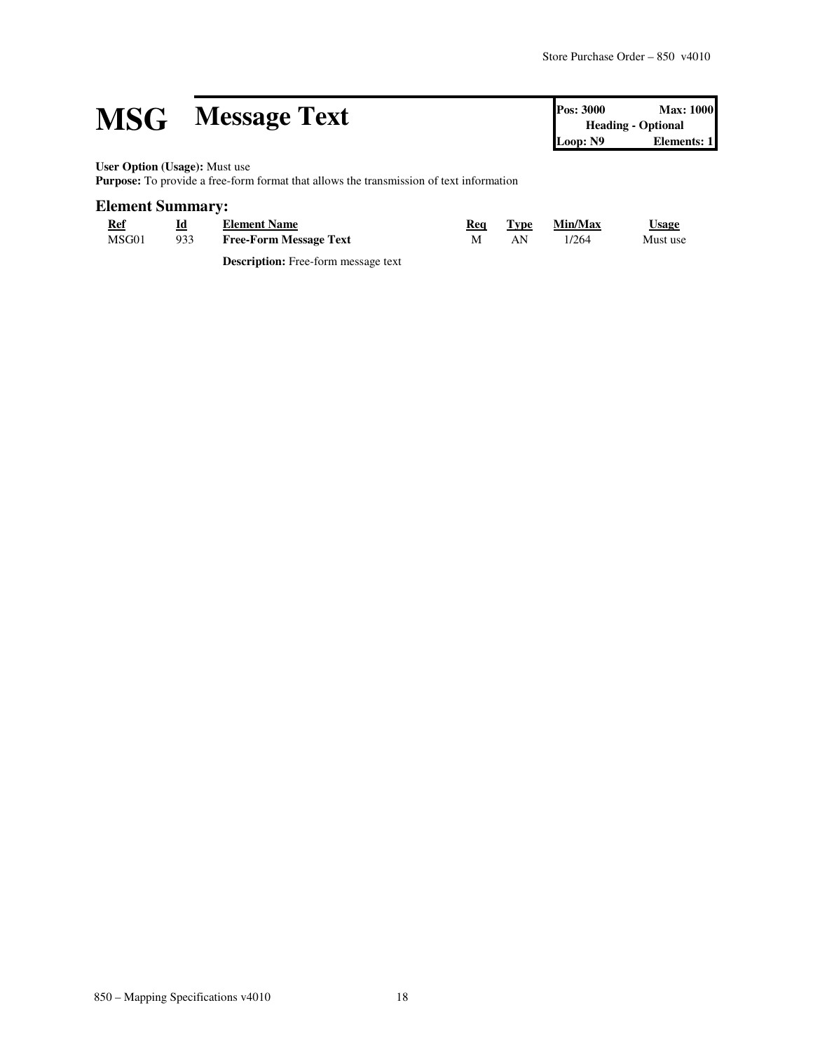# MSG Message Text

| Pos: 3000 | Max: 1000 |
|---|---|
| Heading - Optional | |
| Loop: N9 | Elements: 1 |

**User Option (Usage):** Must use
**Purpose:** To provide a free-form format that allows the transmission of text information

## Element Summary:

| Ref | Id | Element Name | Req | Type | Min/Max | Usage |
|---|---|---|---|---|---|---|
| MSG01 | 933 | **Free-Form Message Text** | M | AN | 1/264 | Must use |
| | | **Description:** Free-form message text | | | | |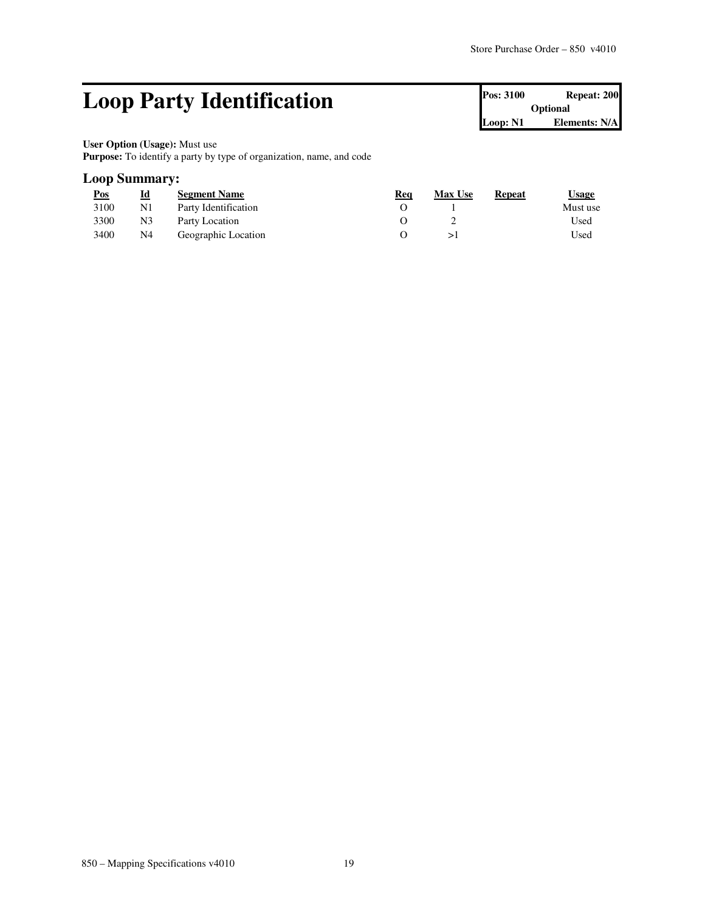# Loop Party Identification

| Pos: 3100 | Repeat: 200 |
|---|---|
| Optional | |
| Loop: N1 | Elements: N/A |

**User Option (Usage):** Must use
**Purpose:** To identify a party by type of organization, name, and code

## Loop Summary:

| Pos | Id | Segment Name | Req | Max Use | Repeat | Usage |
|---|---|---|---|---|---|---|
| 3100 | N1 | Party Identification | O | 1 | | Must use |
| 3300 | N3 | Party Location | O | 2 | | Used |
| 3400 | N4 | Geographic Location | O | >1 | | Used |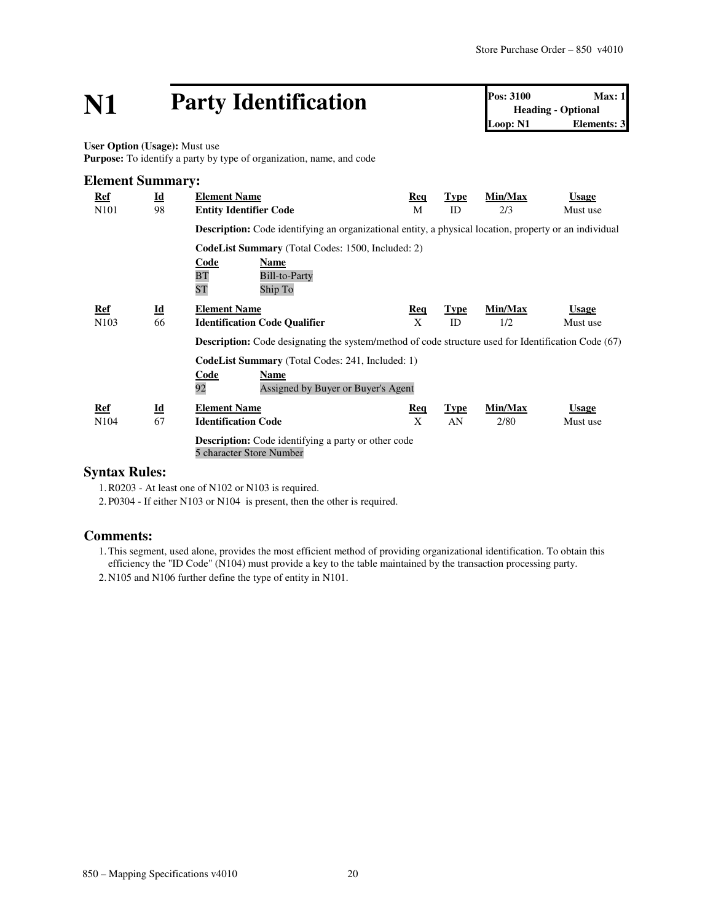# N1 Party Identification

**Pos: 3100** **Max: 1**
**Heading - Optional**
**Loop: N1** **Elements: 3**

**User Option (Usage):** Must use
**Purpose:** To identify a party by type of organization, name, and code

## Element Summary:

| Ref | Id | Element Name | Req | Type | Min/Max | Usage |
|---|---|---|---|---|---|---|
| N101 | 98 | **Entity Identifier Code** | M | ID | 2/3 | Must use |

**Description:** Code identifying an organizational entity, a physical location, property or an individual

**CodeList Summary** (Total Codes: 1500, Included: 2)

| Code | Name |
|---|---|
| BT | Bill-to-Party |
| ST | Ship To |

| Ref | Id | Element Name | Req | Type | Min/Max | Usage |
|---|---|---|---|---|---|---|
| N103 | 66 | **Identification Code Qualifier** | X | ID | 1/2 | Must use |

**Description:** Code designating the system/method of code structure used for Identification Code (67)

**CodeList Summary** (Total Codes: 241, Included: 1)

| Code | Name |
|---|---|
| 92 | Assigned by Buyer or Buyer's Agent |

| Ref | Id | Element Name | Req | Type | Min/Max | Usage |
|---|---|---|---|---|---|---|
| N104 | 67 | **Identification Code** | X | AN | 2/80 | Must use |

**Description:** Code identifying a party or other code
5 character Store Number

## Syntax Rules:

1. R0203 - At least one of N102 or N103 is required.
2. P0304 - If either N103 or N104 is present, then the other is required.

## Comments:

1. This segment, used alone, provides the most efficient method of providing organizational identification. To obtain this efficiency the "ID Code" (N104) must provide a key to the table maintained by the transaction processing party.
2. N105 and N106 further define the type of entity in N101.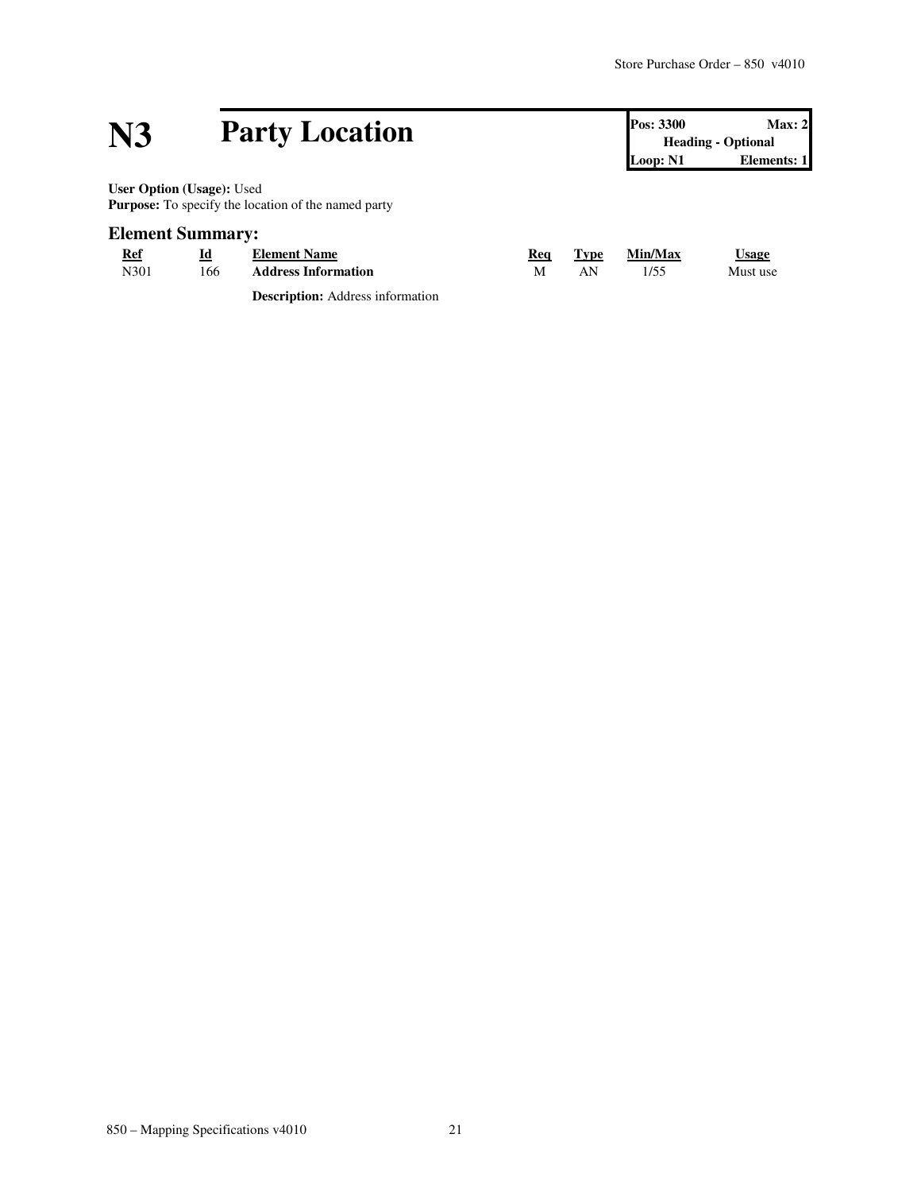# N3 Party Location

| Pos: 3300 | Max: 2 |
| --- | --- |
| Heading - Optional | |
| Loop: N1 | Elements: 1 |

**User Option (Usage):** Used
**Purpose:** To specify the location of the named party

## Element Summary:

| Ref | Id | Element Name | Req | Type | Min/Max | Usage |
| --- | --- | --- | --- | --- | --- | --- |
| N301 | 166 | **Address Information** | M | AN | 1/55 | Must use |
| | | **Description:** Address information | | | | |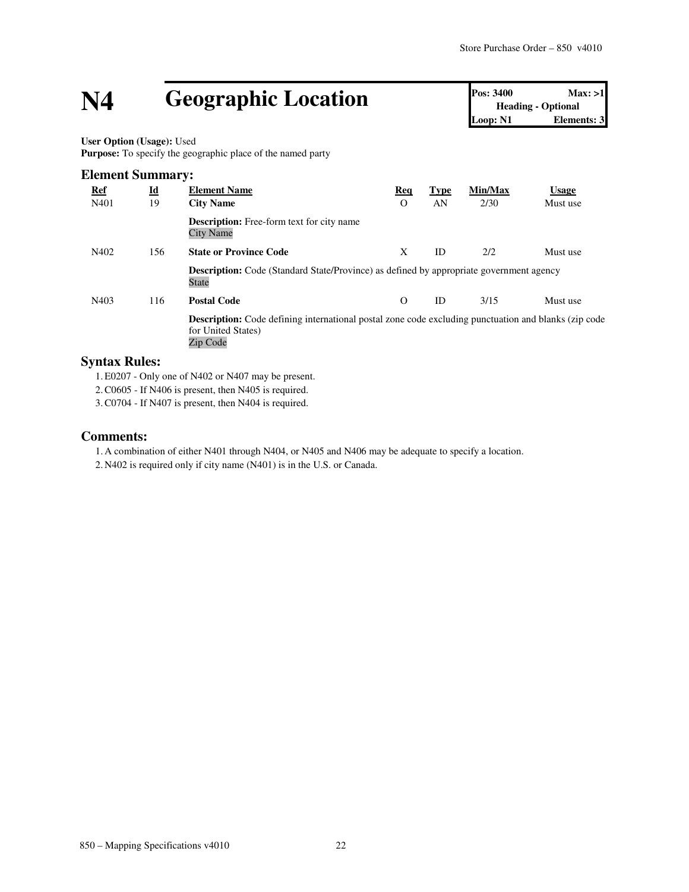# N4 Geographic Location

| Pos: 3400 | Max: >1 |
| --- | --- |
| Heading - Optional | |
| Loop: N1 | Elements: 3 |

**User Option (Usage):** Used
**Purpose:** To specify the geographic place of the named party

## Element Summary:

| Ref | Id | Element Name | Req | Type | Min/Max | Usage |
| --- | --- | --- | --- | --- | --- | --- |
| N401 | 19 | **City Name** | O | AN | 2/30 | Must use |
| | | **Description:** Free-form text for city name<br>City Name | | | | |
| N402 | 156 | **State or Province Code** | X | ID | 2/2 | Must use |
| | | **Description:** Code (Standard State/Province) as defined by appropriate government agency<br>State | | | | |
| N403 | 116 | **Postal Code** | O | ID | 3/15 | Must use |
| | | **Description:** Code defining international postal zone code excluding punctuation and blanks (zip code for United States)<br>Zip Code | | | | |

## Syntax Rules:

1. E0207 - Only one of N402 or N407 may be present.
2. C0605 - If N406 is present, then N405 is required.
3. C0704 - If N407 is present, then N404 is required.

## Comments:

1. A combination of either N401 through N404, or N405 and N406 may be adequate to specify a location.
2. N402 is required only if city name (N401) is in the U.S. or Canada.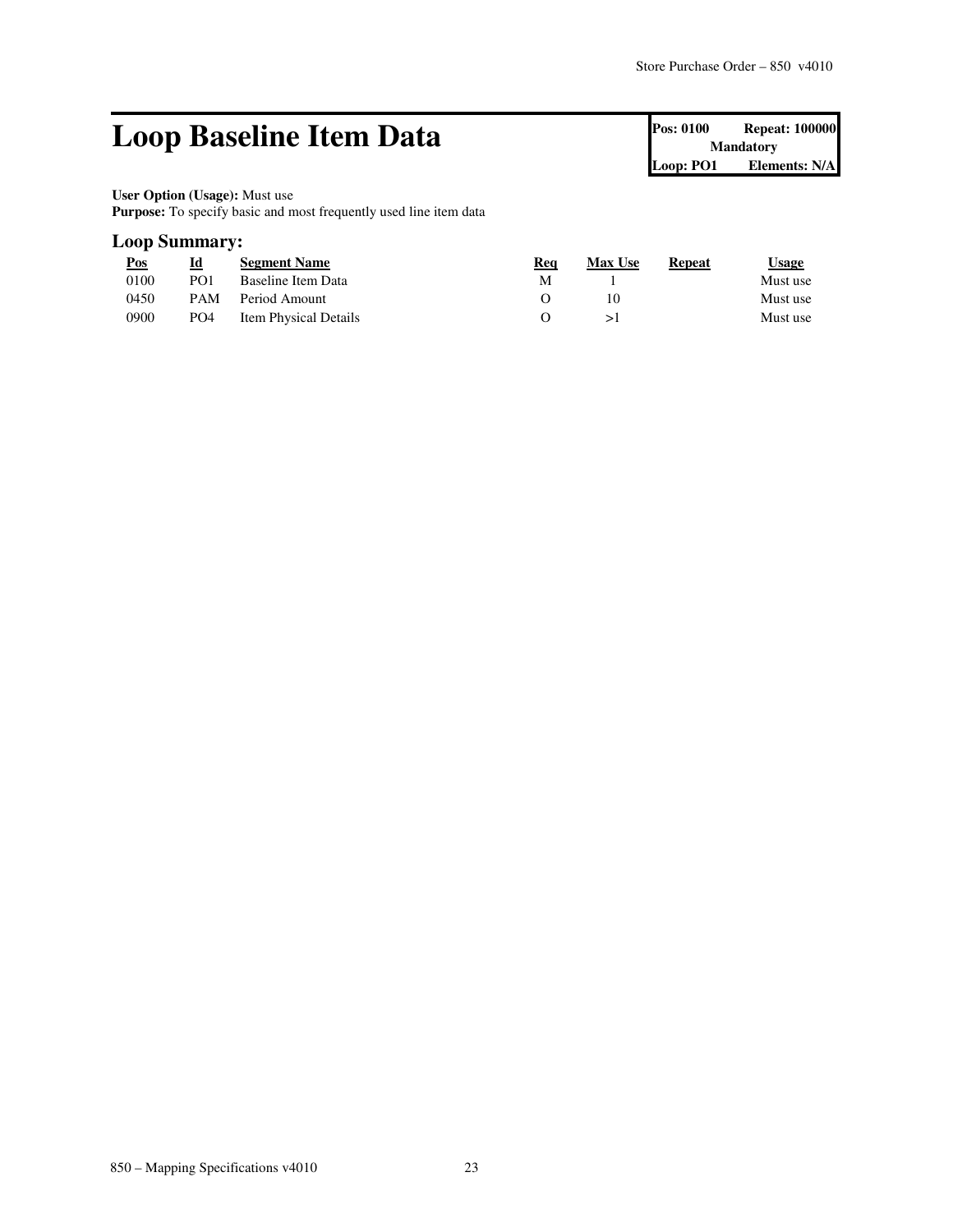# Loop Baseline Item Data

| Pos: 0100 | Repeat: 100000 |
| --- | --- |
| Mandatory | |
| Loop: PO1 | Elements: N/A |

**User Option (Usage):** Must use
**Purpose:** To specify basic and most frequently used line item data

## Loop Summary:

| Pos | Id | Segment Name | Req | Max Use | Repeat | Usage |
| --- | --- | --- | --- | --- | --- | --- |
| 0100 | PO1 | Baseline Item Data | M | 1 | | Must use |
| 0450 | PAM | Period Amount | O | 10 | | Must use |
| 0900 | PO4 | Item Physical Details | O | >1 | | Must use |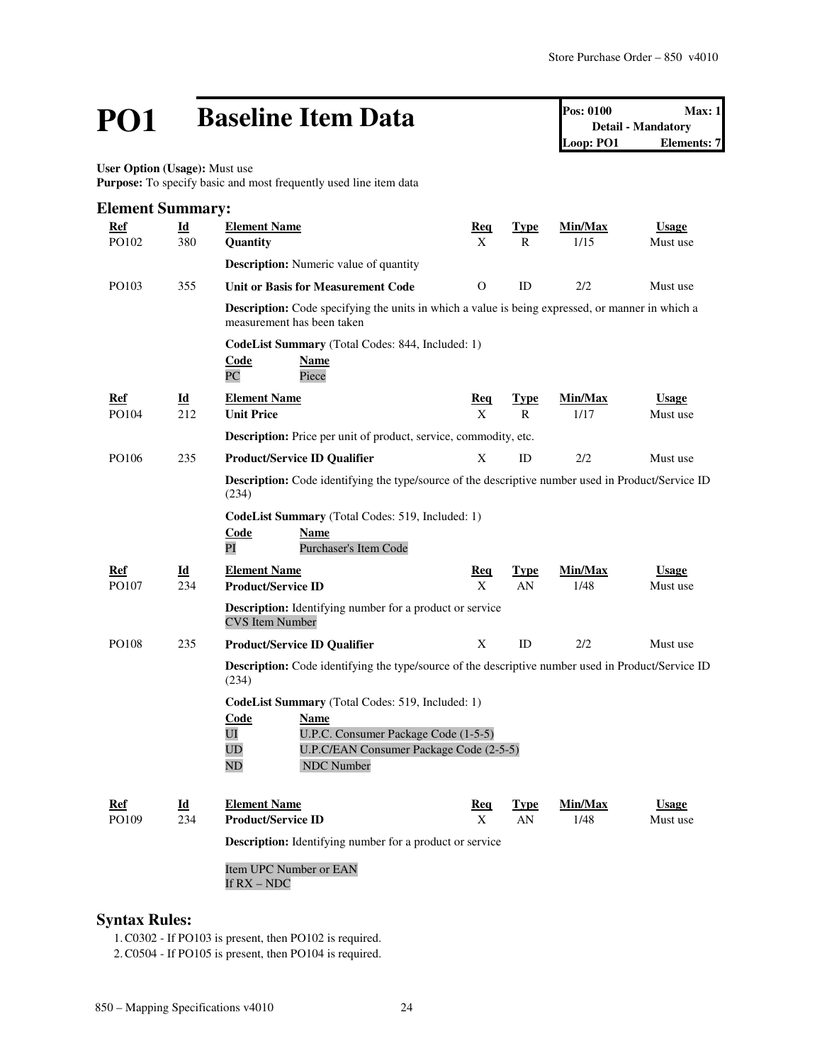# PO1 Baseline Item Data

| Pos: 0100 | Max: 1 |
|---|---|
| Detail - Mandatory | |
| Loop: PO1 | Elements: 7 |

**User Option (Usage):** Must use
**Purpose:** To specify basic and most frequently used line item data

## Element Summary:

| Ref | Id | Element Name | Req | Type | Min/Max | Usage |
|---|---|---|---|---|---|---|
| PO102 | 380 | **Quantity** | X | R | 1/15 | Must use |
| | | **Description:** Numeric value of quantity | | | | |
| PO103 | 355 | **Unit or Basis for Measurement Code** | O | ID | 2/2 | Must use |
| | | **Description:** Code specifying the units in which a value is being expressed, or manner in which a measurement has been taken | | | | |
| | | **CodeList Summary** (Total Codes: 844, Included: 1)<br>**Code** / **Name**<br>PC / Piece | | | | |
| PO104 | 212 | **Unit Price** | X | R | 1/17 | Must use |
| | | **Description:** Price per unit of product, service, commodity, etc. | | | | |
| PO106 | 235 | **Product/Service ID Qualifier** | X | ID | 2/2 | Must use |
| | | **Description:** Code identifying the type/source of the descriptive number used in Product/Service ID (234) | | | | |
| | | **CodeList Summary** (Total Codes: 519, Included: 1)<br>**Code** / **Name**<br>PI / Purchaser's Item Code | | | | |
| PO107 | 234 | **Product/Service ID** | X | AN | 1/48 | Must use |
| | | **Description:** Identifying number for a product or service<br>CVS Item Number | | | | |
| PO108 | 235 | **Product/Service ID Qualifier** | X | ID | 2/2 | Must use |
| | | **Description:** Code identifying the type/source of the descriptive number used in Product/Service ID (234) | | | | |
| | | **CodeList Summary** (Total Codes: 519, Included: 1)<br>**Code** / **Name**<br>UI / U.P.C. Consumer Package Code (1-5-5)<br>UD / U.P.C/EAN Consumer Package Code (2-5-5)<br>ND / NDC Number | | | | |
| PO109 | 234 | **Product/Service ID** | X | AN | 1/48 | Must use |
| | | **Description:** Identifying number for a product or service<br>Item UPC Number or EAN<br>If RX – NDC | | | | |

## Syntax Rules:

1. C0302 - If PO103 is present, then PO102 is required.
2. C0504 - If PO105 is present, then PO104 is required.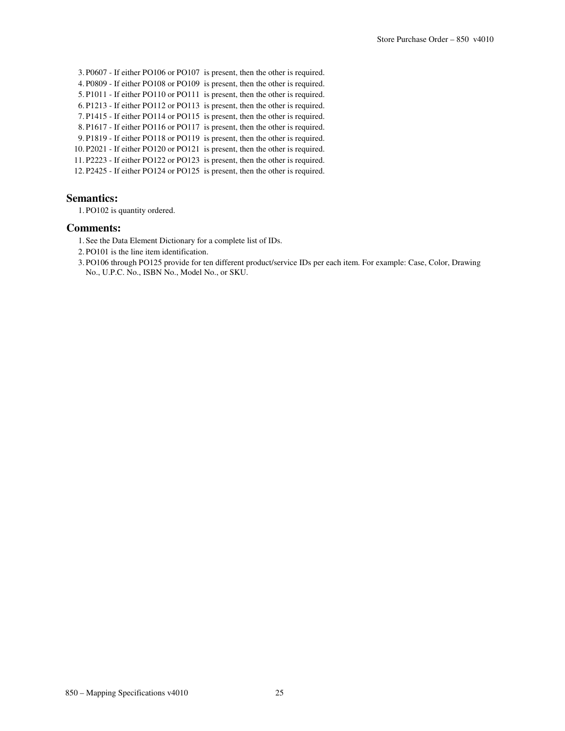3. P0607 - If either PO106 or PO107 is present, then the other is required.
4. P0809 - If either PO108 or PO109 is present, then the other is required.
5. P1011 - If either PO110 or PO111 is present, then the other is required.
6. P1213 - If either PO112 or PO113 is present, then the other is required.
7. P1415 - If either PO114 or PO115 is present, then the other is required.
8. P1617 - If either PO116 or PO117 is present, then the other is required.
9. P1819 - If either PO118 or PO119 is present, then the other is required.
10. P2021 - If either PO120 or PO121 is present, then the other is required.
11. P2223 - If either PO122 or PO123 is present, then the other is required.
12. P2425 - If either PO124 or PO125 is present, then the other is required.

## Semantics:

1. PO102 is quantity ordered.

## Comments:

1. See the Data Element Dictionary for a complete list of IDs.
2. PO101 is the line item identification.
3. PO106 through PO125 provide for ten different product/service IDs per each item. For example: Case, Color, Drawing No., U.P.C. No., ISBN No., Model No., or SKU.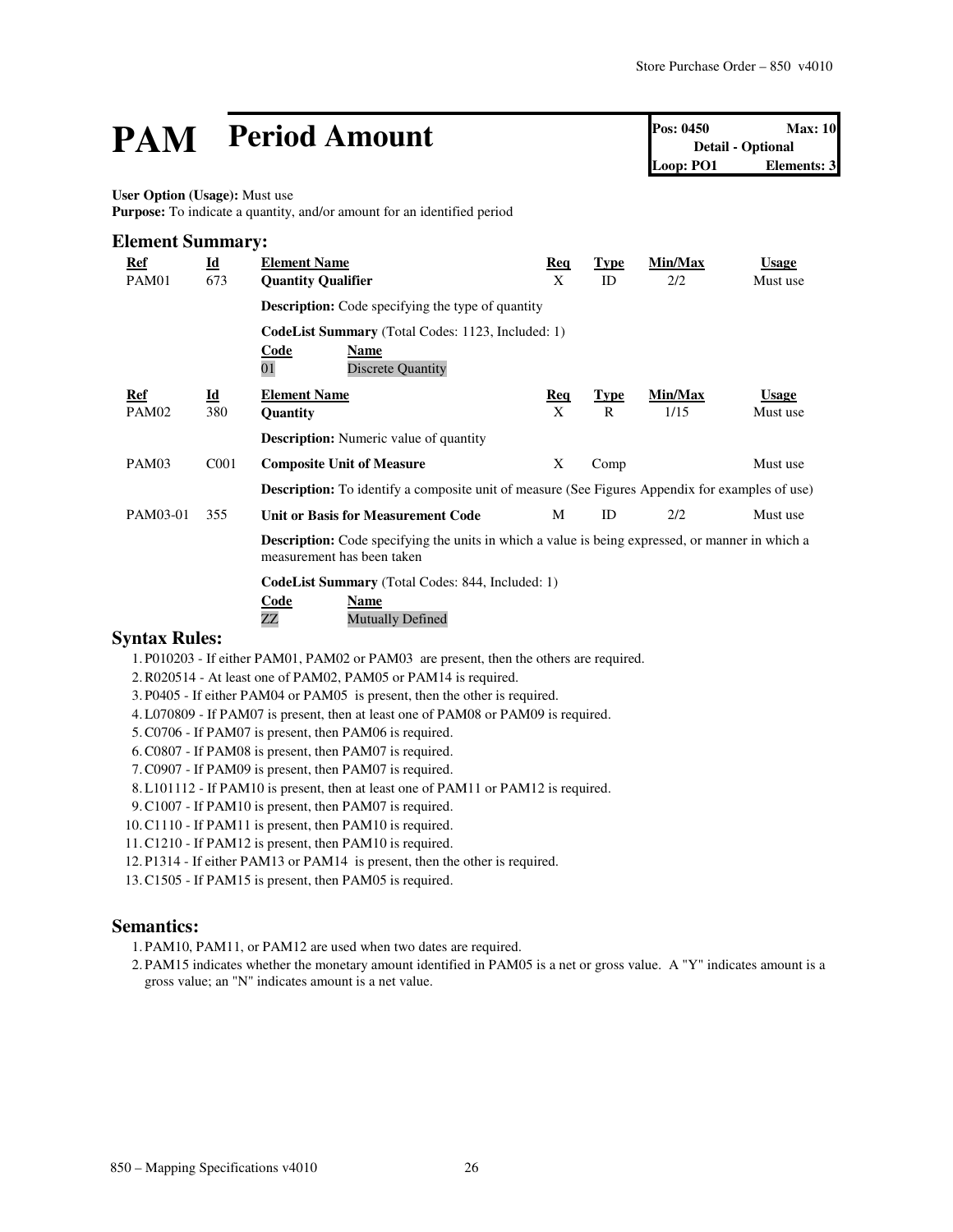# PAM Period Amount

| Pos: 0450 | Max: 10 |
|---|---|
| Detail - Optional | |
| Loop: PO1 | Elements: 3 |

**User Option (Usage):** Must use
**Purpose:** To indicate a quantity, and/or amount for an identified period

## Element Summary:

| Ref | Id | Element Name | Req | Type | Min/Max | Usage |
|---|---|---|---|---|---|---|
| PAM01 | 673 | **Quantity Qualifier** | X | ID | 2/2 | Must use |
| | | **Description:** Code specifying the type of quantity | | | | |
| | | **CodeList Summary** (Total Codes: 1123, Included: 1) | | | | |
| | | Code: 01 — Name: Discrete Quantity | | | | |

| Ref | Id | Element Name | Req | Type | Min/Max | Usage |
|---|---|---|---|---|---|---|
| PAM02 | 380 | **Quantity** | X | R | 1/15 | Must use |
| | | **Description:** Numeric value of quantity | | | | |
| PAM03 | C001 | **Composite Unit of Measure** | X | Comp | | Must use |
| | | **Description:** To identify a composite unit of measure (See Figures Appendix for examples of use) | | | | |
| PAM03-01 | 355 | **Unit or Basis for Measurement Code** | M | ID | 2/2 | Must use |
| | | **Description:** Code specifying the units in which a value is being expressed, or manner in which a measurement has been taken | | | | |
| | | **CodeList Summary** (Total Codes: 844, Included: 1) | | | | |
| | | Code: ZZ — Name: Mutually Defined | | | | |

## Syntax Rules:

1. P010203 - If either PAM01, PAM02 or PAM03 are present, then the others are required.
2. R020514 - At least one of PAM02, PAM05 or PAM14 is required.
3. P0405 - If either PAM04 or PAM05 is present, then the other is required.
4. L070809 - If PAM07 is present, then at least one of PAM08 or PAM09 is required.
5. C0706 - If PAM07 is present, then PAM06 is required.
6. C0807 - If PAM08 is present, then PAM07 is required.
7. C0907 - If PAM09 is present, then PAM07 is required.
8. L101112 - If PAM10 is present, then at least one of PAM11 or PAM12 is required.
9. C1007 - If PAM10 is present, then PAM07 is required.
10. C1110 - If PAM11 is present, then PAM10 is required.
11. C1210 - If PAM12 is present, then PAM10 is required.
12. P1314 - If either PAM13 or PAM14 is present, then the other is required.
13. C1505 - If PAM15 is present, then PAM05 is required.

## Semantics:

1. PAM10, PAM11, or PAM12 are used when two dates are required.
2. PAM15 indicates whether the monetary amount identified in PAM05 is a net or gross value. A "Y" indicates amount is a gross value; an "N" indicates amount is a net value.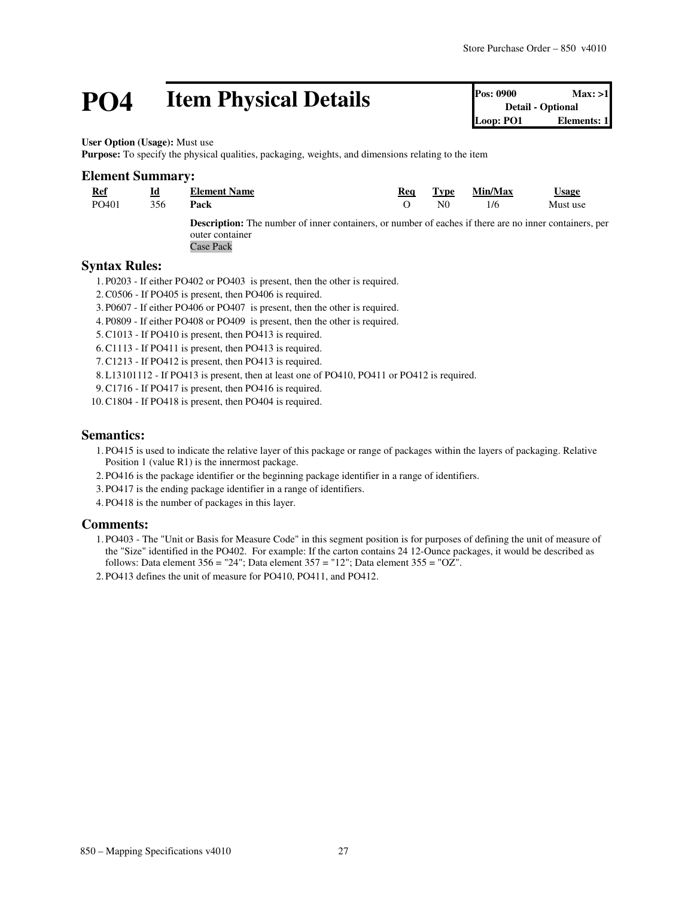# PO4 Item Physical Details

| Pos: 0900 | Max: >1 |
| --- | --- |
| Detail - Optional | |
| Loop: PO1 | Elements: 1 |

**User Option (Usage):** Must use
**Purpose:** To specify the physical qualities, packaging, weights, and dimensions relating to the item

## Element Summary:

| Ref | Id | Element Name | Req | Type | Min/Max | Usage |
| --- | --- | --- | --- | --- | --- | --- |
| PO401 | 356 | **Pack** | O | N0 | 1/6 | Must use |
| | | **Description:** The number of inner containers, or number of eaches if there are no inner containers, per outer container<br>Case Pack | | | | |

## Syntax Rules:

1. P0203 - If either PO402 or PO403 is present, then the other is required.
2. C0506 - If PO405 is present, then PO406 is required.
3. P0607 - If either PO406 or PO407 is present, then the other is required.
4. P0809 - If either PO408 or PO409 is present, then the other is required.
5. C1013 - If PO410 is present, then PO413 is required.
6. C1113 - If PO411 is present, then PO413 is required.
7. C1213 - If PO412 is present, then PO413 is required.
8. L13101112 - If PO413 is present, then at least one of PO410, PO411 or PO412 is required.
9. C1716 - If PO417 is present, then PO416 is required.
10. C1804 - If PO418 is present, then PO404 is required.

## Semantics:

1. PO415 is used to indicate the relative layer of this package or range of packages within the layers of packaging. Relative Position 1 (value R1) is the innermost package.
2. PO416 is the package identifier or the beginning package identifier in a range of identifiers.
3. PO417 is the ending package identifier in a range of identifiers.
4. PO418 is the number of packages in this layer.

## Comments:

1. PO403 - The "Unit or Basis for Measure Code" in this segment position is for purposes of defining the unit of measure of the "Size" identified in the PO402. For example: If the carton contains 24 12-Ounce packages, it would be described as follows: Data element 356 = "24"; Data element 357 = "12"; Data element 355 = "OZ".
2. PO413 defines the unit of measure for PO410, PO411, and PO412.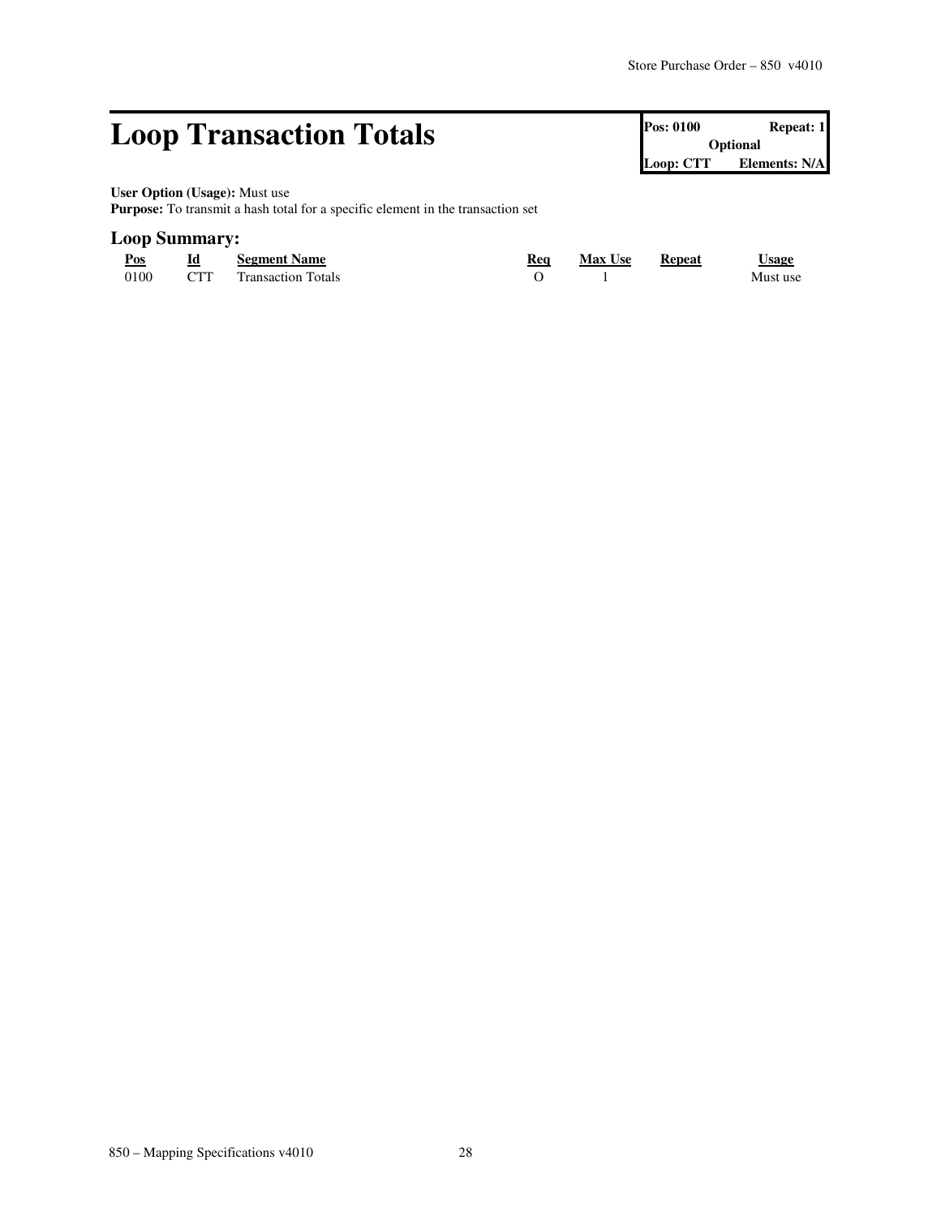# Loop Transaction Totals

| Pos: 0100 | Repeat: 1 |
| --- | --- |
| Optional | |
| Loop: CTT | Elements: N/A |

**User Option (Usage):** Must use
**Purpose:** To transmit a hash total for a specific element in the transaction set

## Loop Summary:

| Pos | Id | Segment Name | Req | Max Use | Repeat | Usage |
| --- | --- | --- | --- | --- | --- | --- |
| 0100 | CTT | Transaction Totals | O | 1 | | Must use |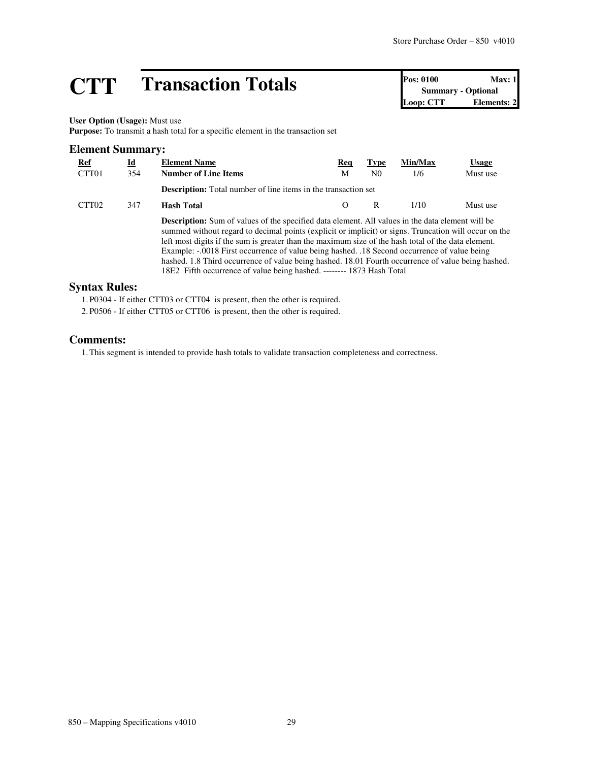# CTT Transaction Totals

| Pos: 0100 | Max: 1 |
|---|---|
| Summary - Optional | |
| Loop: CTT | Elements: 2 |

**User Option (Usage):** Must use
**Purpose:** To transmit a hash total for a specific element in the transaction set

## Element Summary:

| Ref | Id | Element Name | Req | Type | Min/Max | Usage |
|---|---|---|---|---|---|---|
| CTT01 | 354 | **Number of Line Items** | M | N0 | 1/6 | Must use |
| | | **Description:** Total number of line items in the transaction set | | | | |
| CTT02 | 347 | **Hash Total** | O | R | 1/10 | Must use |
| | | **Description:** Sum of values of the specified data element. All values in the data element will be summed without regard to decimal points (explicit or implicit) or signs. Truncation will occur on the left most digits if the sum is greater than the maximum size of the hash total of the data element. Example: -.0018 First occurrence of value being hashed. .18 Second occurrence of value being hashed. 1.8 Third occurrence of value being hashed. 18.01 Fourth occurrence of value being hashed. 18E2 Fifth occurrence of value being hashed. -------- 1873 Hash Total | | | | |

## Syntax Rules:

1. P0304 - If either CTT03 or CTT04 is present, then the other is required.
2. P0506 - If either CTT05 or CTT06 is present, then the other is required.

## Comments:

1. This segment is intended to provide hash totals to validate transaction completeness and correctness.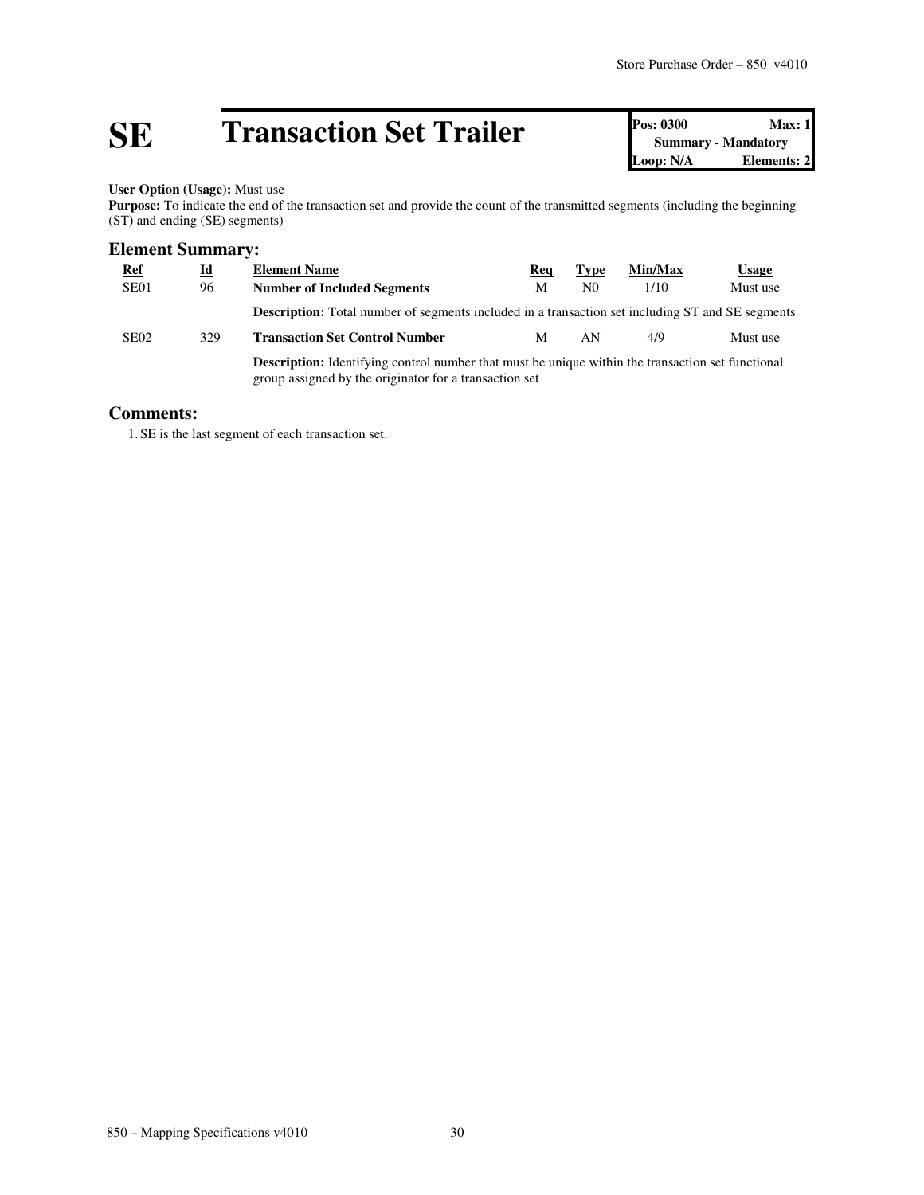# SE Transaction Set Trailer

| Pos: 0300 | Max: 1 |
|---|---|
| Summary - Mandatory | |
| Loop: N/A | Elements: 2 |

**User Option (Usage):** Must use
**Purpose:** To indicate the end of the transaction set and provide the count of the transmitted segments (including the beginning (ST) and ending (SE) segments)

## Element Summary:

| Ref | Id | Element Name | Req | Type | Min/Max | Usage |
|---|---|---|---|---|---|---|
| SE01 | 96 | **Number of Included Segments** | M | N0 | 1/10 | Must use |
| | | **Description:** Total number of segments included in a transaction set including ST and SE segments | | | | |
| SE02 | 329 | **Transaction Set Control Number** | M | AN | 4/9 | Must use |
| | | **Description:** Identifying control number that must be unique within the transaction set functional group assigned by the originator for a transaction set | | | | |

## Comments:

1. SE is the last segment of each transaction set.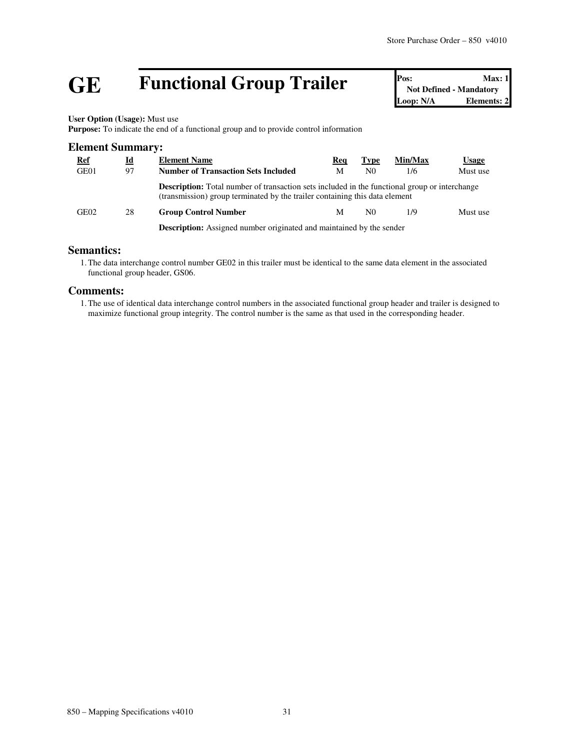# GE Functional Group Trailer

| Pos: | Max: 1 |
|---|---|
| Not Defined - Mandatory | |
| Loop: N/A | Elements: 2 |

**User Option (Usage):** Must use
**Purpose:** To indicate the end of a functional group and to provide control information

## Element Summary:

| Ref | Id | Element Name | Req | Type | Min/Max | Usage |
|---|---|---|---|---|---|---|
| GE01 | 97 | **Number of Transaction Sets Included** | M | N0 | 1/6 | Must use |
| | | **Description:** Total number of transaction sets included in the functional group or interchange (transmission) group terminated by the trailer containing this data element | | | | |
| GE02 | 28 | **Group Control Number** | M | N0 | 1/9 | Must use |
| | | **Description:** Assigned number originated and maintained by the sender | | | | |

## Semantics:

1. The data interchange control number GE02 in this trailer must be identical to the same data element in the associated functional group header, GS06.

## Comments:

1. The use of identical data interchange control numbers in the associated functional group header and trailer is designed to maximize functional group integrity. The control number is the same as that used in the corresponding header.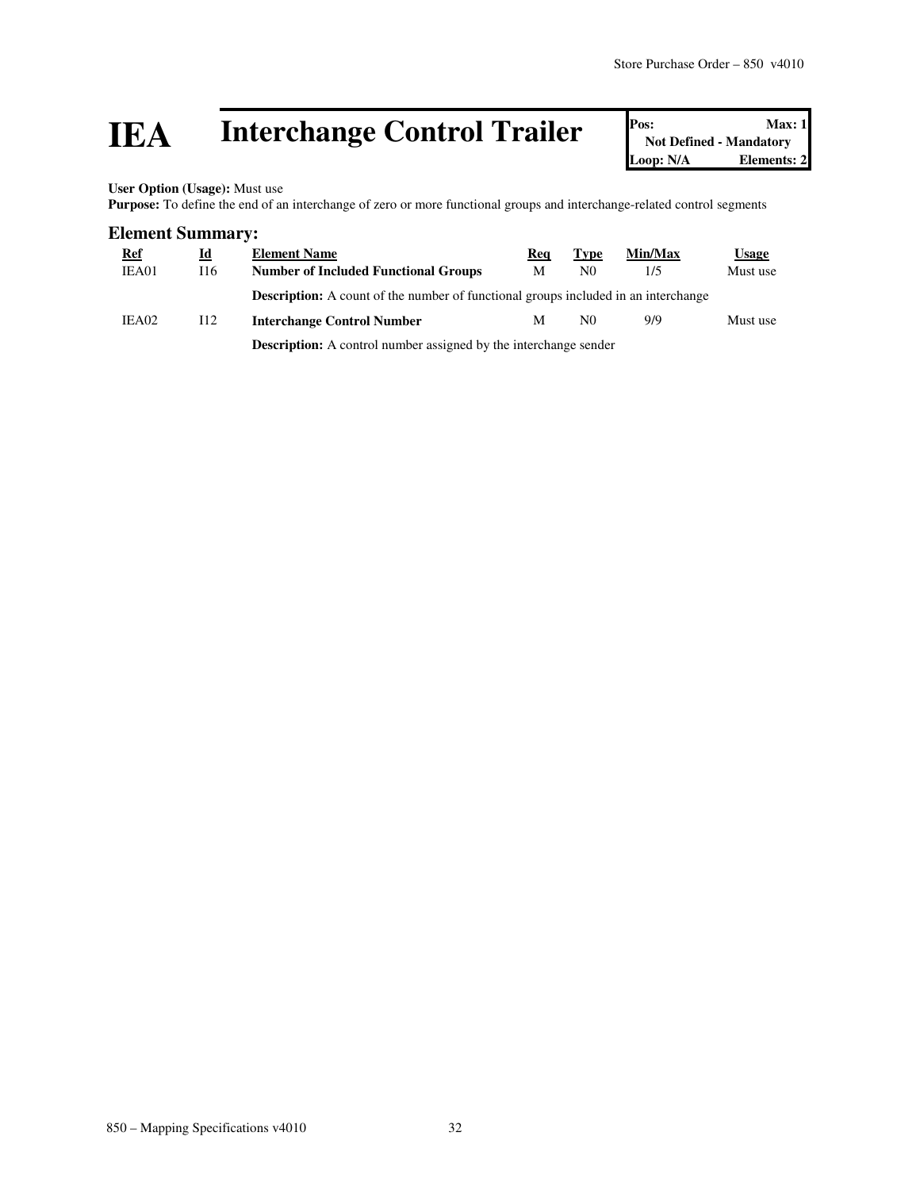# IEA Interchange Control Trailer

| Pos: | Max: 1 |
|---|---|
| Not Defined - Mandatory | |
| Loop: N/A | Elements: 2 |

**User Option (Usage):** Must use
**Purpose:** To define the end of an interchange of zero or more functional groups and interchange-related control segments

## Element Summary:

| Ref | Id | Element Name | Req | Type | Min/Max | Usage |
|---|---|---|---|---|---|---|
| IEA01 | I16 | **Number of Included Functional Groups** | M | N0 | 1/5 | Must use |
| | | **Description:** A count of the number of functional groups included in an interchange | | | | |
| IEA02 | I12 | **Interchange Control Number** | M | N0 | 9/9 | Must use |
| | | **Description:** A control number assigned by the interchange sender | | | | |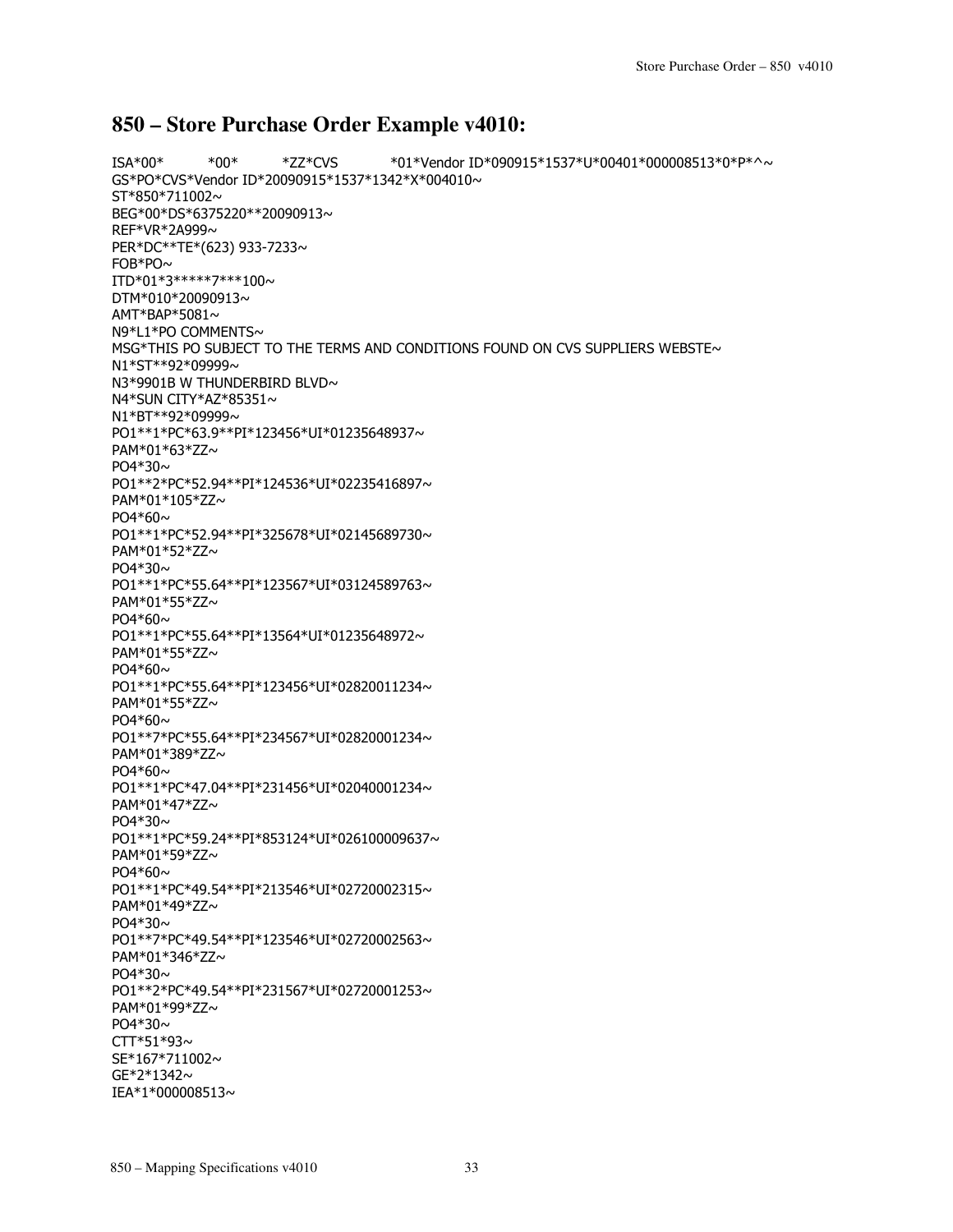## 850 – Store Purchase Order Example v4010:

```
ISA*00*          *00*          *ZZ*CVS            *01*Vendor ID*090915*1537*U*00401*000008513*0*P*^~
GS*PO*CVS*Vendor ID*20090915*1537*1342*X*004010~
ST*850*711002~
BEG*00*DS*6375220**20090913~
REF*VR*2A999~
PER*DC**TE*(623) 933-7233~
FOB*PO~
ITD*01*3*****7***100~
DTM*010*20090913~
AMT*BAP*5081~
N9*L1*PO COMMENTS~
MSG*THIS PO SUBJECT TO THE TERMS AND CONDITIONS FOUND ON CVS SUPPLIERS WEBSTE~
N1*ST**92*09999~
N3*9901B W THUNDERBIRD BLVD~
N4*SUN CITY*AZ*85351~
N1*BT**92*09999~
PO1**1*PC*63.9**PI*123456*UI*01235648937~
PAM*01*63*ZZ~
PO4*30~
PO1**2*PC*52.94**PI*124536*UI*02235416897~
PAM*01*105*ZZ~
PO4*60~
PO1**1*PC*52.94**PI*325678*UI*02145689730~
PAM*01*52*ZZ~
PO4*30~
PO1**1*PC*55.64**PI*123567*UI*03124589763~
PAM*01*55*ZZ~
PO4*60~
PO1**1*PC*55.64**PI*13564*UI*01235648972~
PAM*01*55*ZZ~
PO4*60~
PO1**1*PC*55.64**PI*123456*UI*02820011234~
PAM*01*55*ZZ~
PO4*60~
PO1**7*PC*55.64**PI*234567*UI*02820001234~
PAM*01*389*ZZ~
PO4*60~
PO1**1*PC*47.04**PI*231456*UI*02040001234~
PAM*01*47*ZZ~
PO4*30~
PO1**1*PC*59.24**PI*853124*UI*026100009637~
PAM*01*59*ZZ~
PO4*60~
PO1**1*PC*49.54**PI*213546*UI*02720002315~
PAM*01*49*ZZ~
PO4*30~
PO1**7*PC*49.54**PI*123546*UI*02720002563~
PAM*01*346*ZZ~
PO4*30~
PO1**2*PC*49.54**PI*231567*UI*02720001253~
PAM*01*99*ZZ~
PO4*30~
CTT*51*93~
SE*167*711002~
GE*2*1342~
IEA*1*000008513~
```